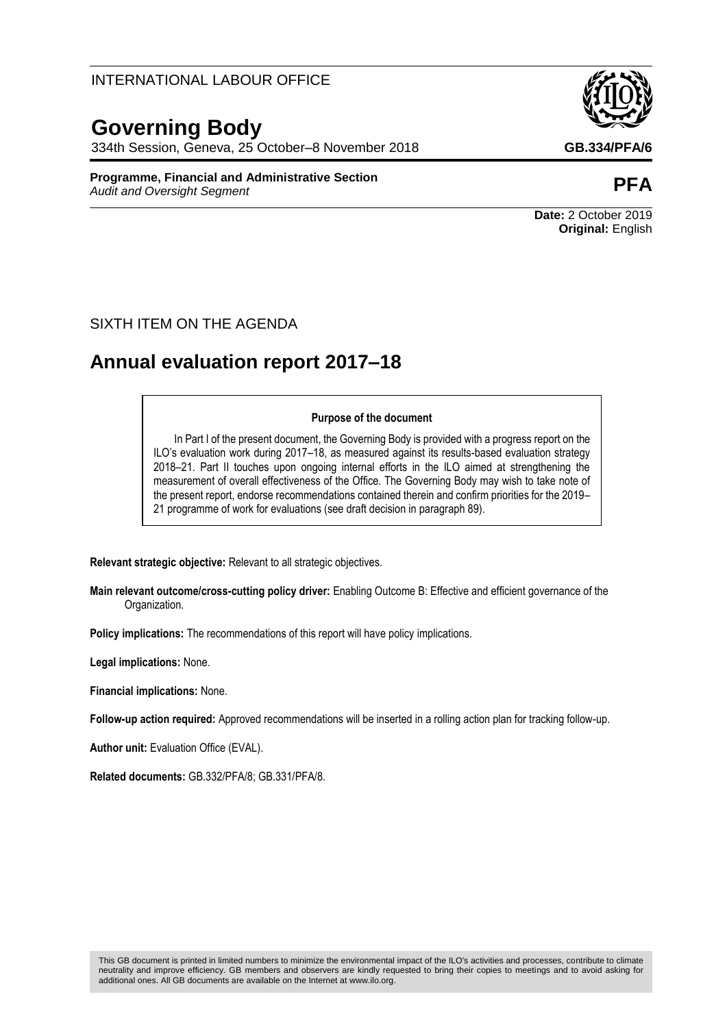INTERNATIONAL LABOUR OFFICE

# Governing Body

334th Session, Geneva, 25 October–8 November 2018

**GB.334/PFA/6**

**Programme, Financial and Administrative Section**
*Audit and Oversight Segment*

**PFA**

**Date:** 2 October 2019
**Original:** English

SIXTH ITEM ON THE AGENDA

## Annual evaluation report 2017–18

**Purpose of the document**

In Part I of the present document, the Governing Body is provided with a progress report on the ILO's evaluation work during 2017–18, as measured against its results-based evaluation strategy 2018–21. Part II touches upon internal efforts in the ILO aimed at strengthening the measurement of overall effectiveness of the Office. The Governing Body may wish to take note of the present report, endorse recommendations contained therein and confirm priorities for the 2019–21 programme of work for evaluations (see draft decision in paragraph 89).

**Relevant strategic objective:** Relevant to all strategic objectives.

**Main relevant outcome/cross-cutting policy driver:** Enabling Outcome B: Effective and efficient governance of the Organization.

**Policy implications:** The recommendations of this report will have policy implications.

**Legal implications:** None.

**Financial implications:** None.

**Follow-up action required:** Approved recommendations will be inserted in a rolling action plan for tracking follow-up.

**Author unit:** Evaluation Office (EVAL).

**Related documents:** GB.332/PFA/8; GB.331/PFA/8.

This GB document is printed in limited numbers to minimize the environmental impact of the ILO's activities and processes, contribute to climate neutrality and improve efficiency. GB members and observers are kindly requested to bring their copies to meetings and to avoid asking for additional ones. All GB documents are available on the Internet at www.ilo.org.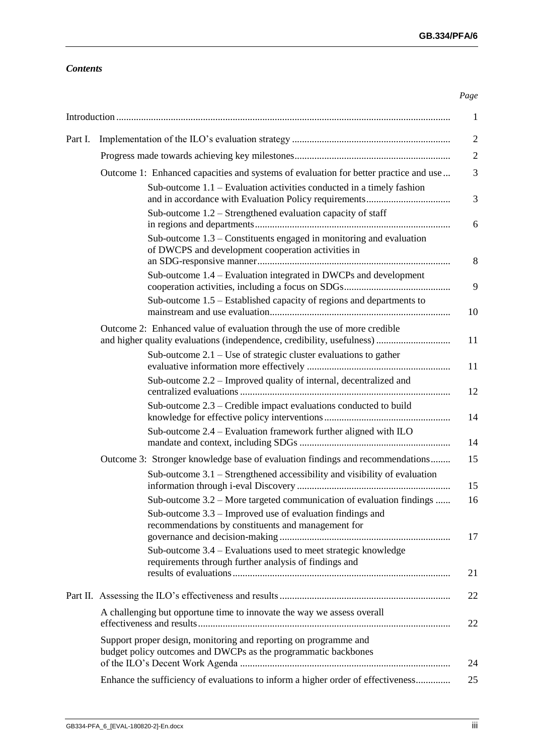## *Contents*

| | Page |
|---|---|
| Introduction | 1 |
| Part I. Implementation of the ILO's evaluation strategy | 2 |
| Progress made towards achieving key milestones | 2 |
| Outcome 1: Enhanced capacities and systems of evaluation for better practice and use | 3 |
| Sub-outcome 1.1 – Evaluation activities conducted in a timely fashion and in accordance with Evaluation Policy requirements | 3 |
| Sub-outcome 1.2 – Strengthened evaluation capacity of staff in regions and departments | 6 |
| Sub-outcome 1.3 – Constituents engaged in monitoring and evaluation of DWCPS and development cooperation activities in an SDG-responsive manner | 8 |
| Sub-outcome 1.4 – Evaluation integrated in DWCPs and development cooperation activities, including a focus on SDGs | 9 |
| Sub-outcome 1.5 – Established capacity of regions and departments to mainstream and use evaluation | 10 |
| Outcome 2: Enhanced value of evaluation through the use of more credible and higher quality evaluations (independence, credibility, usefulness) | 11 |
| Sub-outcome 2.1 – Use of strategic cluster evaluations to gather evaluative information more effectively | 11 |
| Sub-outcome 2.2 – Improved quality of internal, decentralized and centralized evaluations | 12 |
| Sub-outcome 2.3 – Credible impact evaluations conducted to build knowledge for effective policy interventions | 14 |
| Sub-outcome 2.4 – Evaluation framework further aligned with ILO mandate and context, including SDGs | 14 |
| Outcome 3: Stronger knowledge base of evaluation findings and recommendations | 15 |
| Sub-outcome 3.1 – Strengthened accessibility and visibility of evaluation information through i-eval Discovery | 15 |
| Sub-outcome 3.2 – More targeted communication of evaluation findings | 16 |
| Sub-outcome 3.3 – Improved use of evaluation findings and recommendations by constituents and management for governance and decision-making | 17 |
| Sub-outcome 3.4 – Evaluations used to meet strategic knowledge requirements through further analysis of findings and results of evaluations | 21 |
| Part II. Assessing the ILO's effectiveness and results | 22 |
| A challenging but opportune time to innovate the way we assess overall effectiveness and results | 22 |
| Support proper design, monitoring and reporting on programme and budget policy outcomes and DWCPs as the programmatic backbones of the ILO's Decent Work Agenda | 24 |
| Enhance the sufficiency of evaluations to inform a higher order of effectiveness | 25 |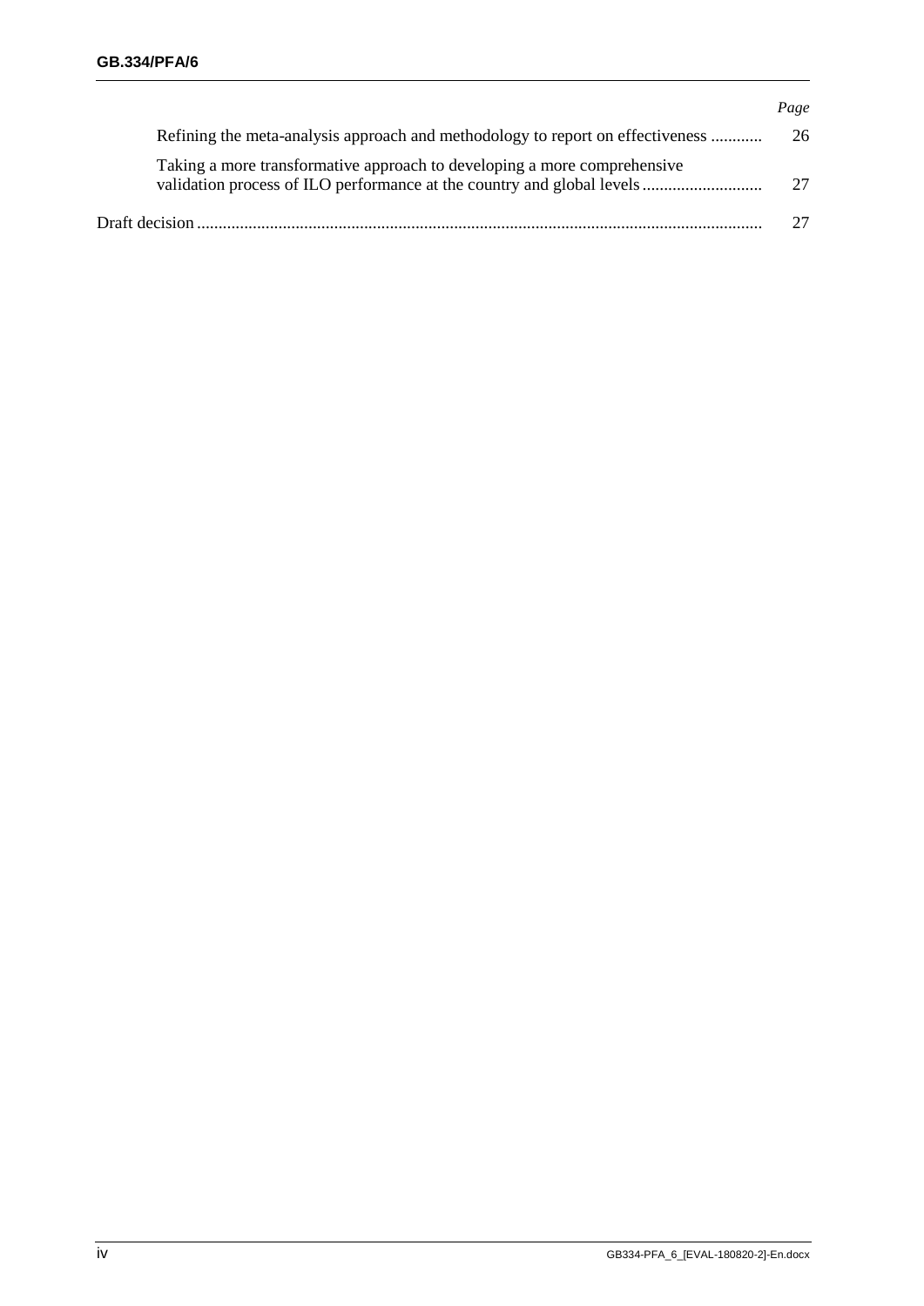*Page*

| | |
|---|---|
| Refining the meta-analysis approach and methodology to report on effectiveness | 26 |
| Taking a more transformative approach to developing a more comprehensive validation process of ILO performance at the country and global levels | 27 |
| Draft decision | 27 |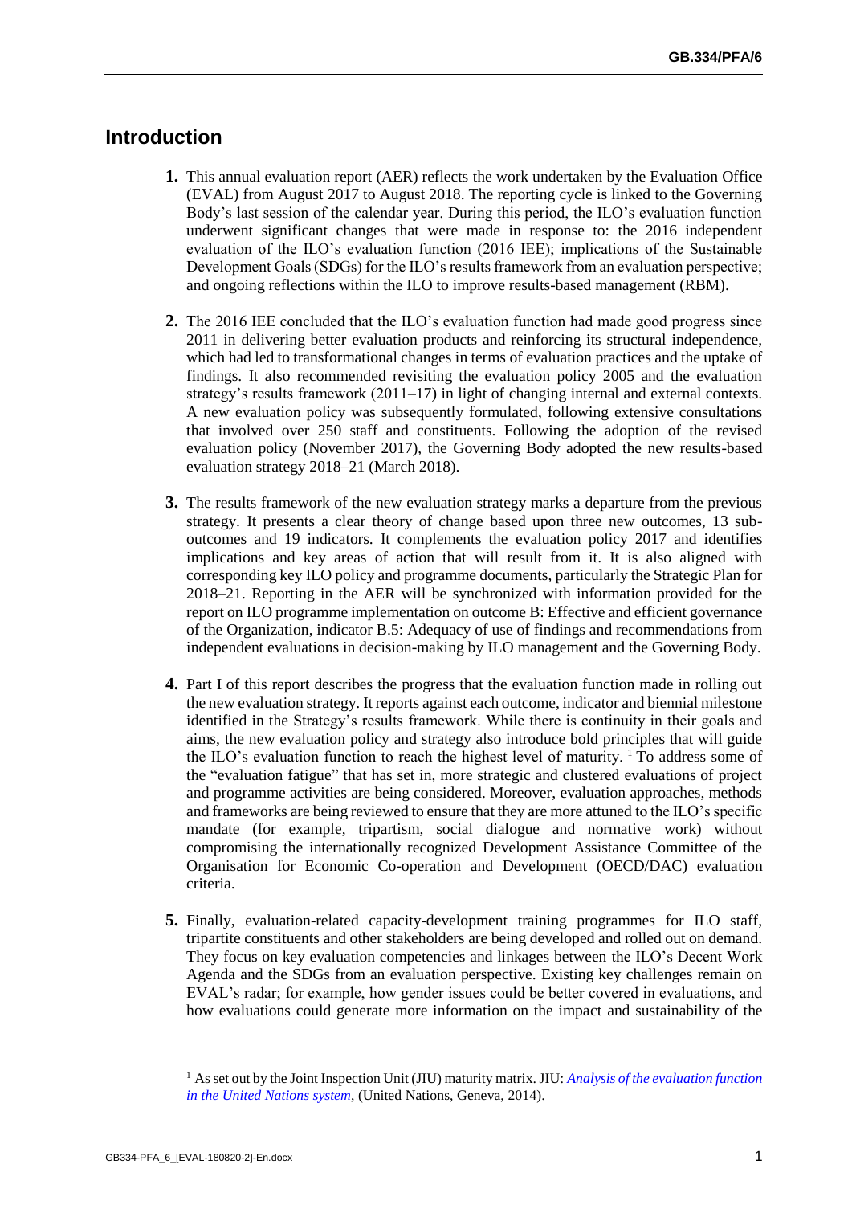## Introduction

**1.** This annual evaluation report (AER) reflects the work undertaken by the Evaluation Office (EVAL) from August 2017 to August 2018. The reporting cycle is linked to the Governing Body's last session of the calendar year. During this period, the ILO's evaluation function underwent significant changes that were made in response to: the 2016 independent evaluation of the ILO's evaluation function (2016 IEE); implications of the Sustainable Development Goals (SDGs) for the ILO's results framework from an evaluation perspective; and ongoing reflections within the ILO to improve results-based management (RBM).

**2.** The 2016 IEE concluded that the ILO's evaluation function had made good progress since 2011 in delivering better evaluation products and reinforcing its structural independence, which had led to transformational changes in terms of evaluation practices and the uptake of findings. It also recommended revisiting the evaluation policy 2005 and the evaluation strategy's results framework (2011–17) in light of changing internal and external contexts. A new evaluation policy was subsequently formulated, following extensive consultations that involved over 250 staff and constituents. Following the adoption of the revised evaluation policy (November 2017), the Governing Body adopted the new results-based evaluation strategy 2018–21 (March 2018).

**3.** The results framework of the new evaluation strategy marks a departure from the previous strategy. It presents a clear theory of change based upon three new outcomes, 13 sub-outcomes and 19 indicators. It complements the evaluation policy 2017 and identifies implications and key areas of action that will result from it. It is also aligned with corresponding key ILO policy and programme documents, particularly the Strategic Plan for 2018–21. Reporting in the AER will be synchronized with information provided for the report on ILO programme implementation on outcome B: Effective and efficient governance of the Organization, indicator B.5: Adequacy of use of findings and recommendations from independent evaluations in decision-making by ILO management and the Governing Body.

**4.** Part I of this report describes the progress that the evaluation function made in rolling out the new evaluation strategy. It reports against each outcome, indicator and biennial milestone identified in the Strategy's results framework. While there is continuity in their goals and aims, the new evaluation policy and strategy also introduce bold principles that will guide the ILO's evaluation function to reach the highest level of maturity. [1] To address some of the "evaluation fatigue" that has set in, more strategic and clustered evaluations of project and programme activities are being considered. Moreover, evaluation approaches, methods and frameworks are being reviewed to ensure that they are more attuned to the ILO's specific mandate (for example, tripartism, social dialogue and normative work) without compromising the internationally recognized Development Assistance Committee of the Organisation for Economic Co-operation and Development (OECD/DAC) evaluation criteria.

**5.** Finally, evaluation-related capacity-development training programmes for ILO staff, tripartite constituents and other stakeholders are being developed and rolled out on demand. They focus on key evaluation competencies and linkages between the ILO's Decent Work Agenda and the SDGs from an evaluation perspective. Existing key challenges remain on EVAL's radar; for example, how gender issues could be better covered in evaluations, and how evaluations could generate more information on the impact and sustainability of the

[1] As set out by the Joint Inspection Unit (JIU) maturity matrix. JIU: *Analysis of the evaluation function in the United Nations system*, (United Nations, Geneva, 2014).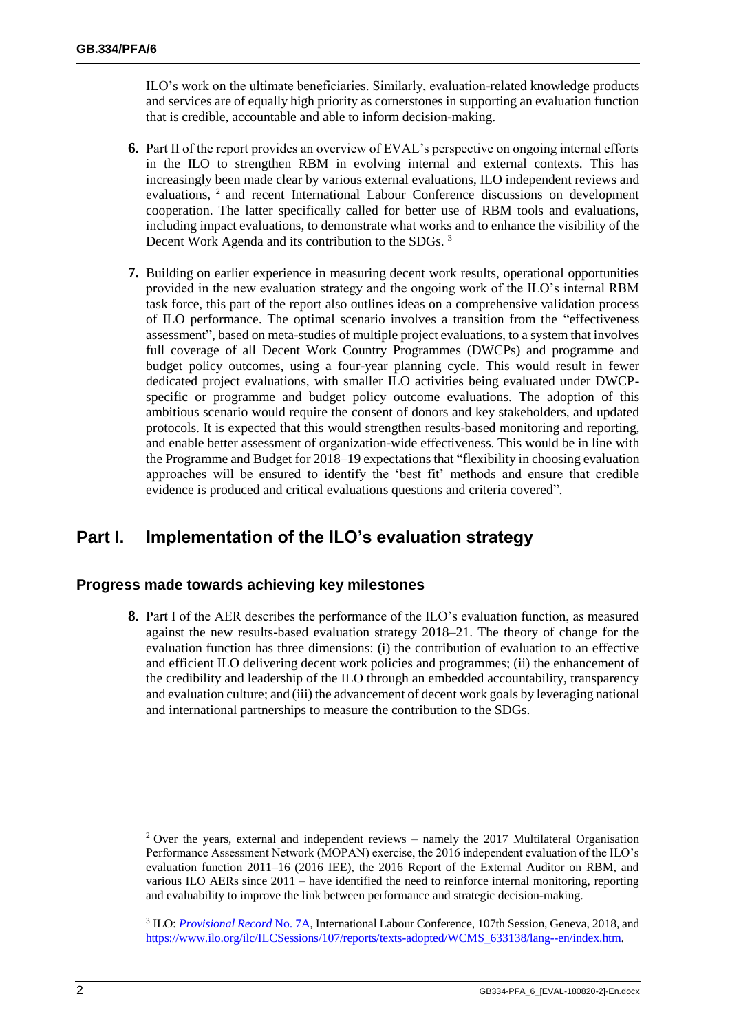ILO's work on the ultimate beneficiaries. Similarly, evaluation-related knowledge products and services are of equally high priority as cornerstones in supporting an evaluation function that is credible, accountable and able to inform decision-making.

**6.** Part II of the report provides an overview of EVAL's perspective on ongoing internal efforts in the ILO to strengthen RBM in evolving internal and external contexts. This has increasingly been made clear by various external evaluations, ILO independent reviews and evaluations, [2] and recent International Labour Conference discussions on development cooperation. The latter specifically called for better use of RBM tools and evaluations, including impact evaluations, to demonstrate what works and to enhance the visibility of the Decent Work Agenda and its contribution to the SDGs. [3]

**7.** Building on earlier experience in measuring decent work results, operational opportunities provided in the new evaluation strategy and the ongoing work of the ILO's internal RBM task force, this part of the report also outlines ideas on a comprehensive validation process of ILO performance. The optimal scenario involves a transition from the "effectiveness assessment", based on meta-studies of multiple project evaluations, to a system that involves full coverage of all Decent Work Country Programmes (DWCPs) and programme and budget policy outcomes, using a four-year planning cycle. This would result in fewer dedicated project evaluations, with smaller ILO activities being evaluated under DWCP-specific or programme and budget policy outcome evaluations. The adoption of this ambitious scenario would require the consent of donors and key stakeholders, and updated protocols. It is expected that this would strengthen results-based monitoring and reporting, and enable better assessment of organization-wide effectiveness. This would be in line with the Programme and Budget for 2018–19 expectations that "flexibility in choosing evaluation approaches will be ensured to identify the 'best fit' methods and ensure that credible evidence is produced and critical evaluations questions and criteria covered".

# Part I. Implementation of the ILO's evaluation strategy

## Progress made towards achieving key milestones

**8.** Part I of the AER describes the performance of the ILO's evaluation function, as measured against the new results-based evaluation strategy 2018–21. The theory of change for the evaluation function has three dimensions: (i) the contribution of evaluation to an effective and efficient ILO delivering decent work policies and programmes; (ii) the enhancement of the credibility and leadership of the ILO through an embedded accountability, transparency and evaluation culture; and (iii) the advancement of decent work goals by leveraging national and international partnerships to measure the contribution to the SDGs.

---

[2] Over the years, external and independent reviews – namely the 2017 Multilateral Organisation Performance Assessment Network (MOPAN) exercise, the 2016 independent evaluation of the ILO's evaluation function 2011–16 (2016 IEE), the 2016 Report of the External Auditor on RBM, and various ILO AERs since 2011 – have identified the need to reinforce internal monitoring, reporting and evaluability to improve the link between performance and strategic decision-making.

[3] ILO: *Provisional Record* No. 7A, International Labour Conference, 107th Session, Geneva, 2018, and https://www.ilo.org/ilc/ILCSessions/107/reports/texts-adopted/WCMS_633138/lang--en/index.htm.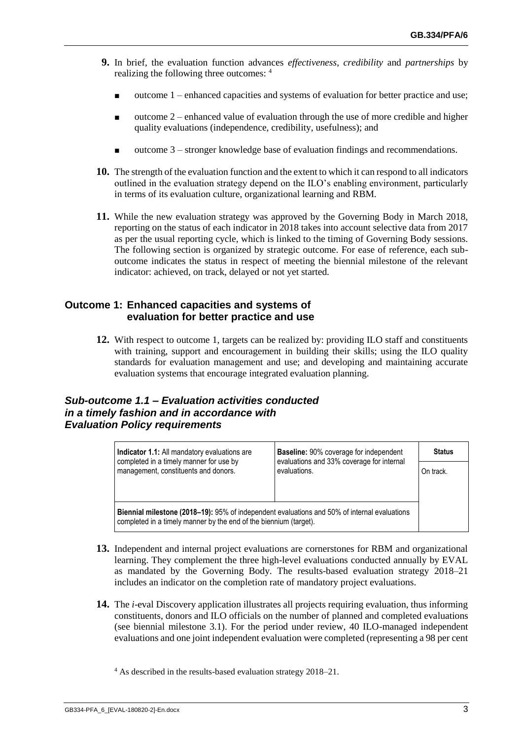**9.** In brief, the evaluation function advances *effectiveness*, *credibility* and *partnerships* by realizing the following three outcomes: [4]

- outcome 1 – enhanced capacities and systems of evaluation for better practice and use;
- outcome 2 – enhanced value of evaluation through the use of more credible and higher quality evaluations (independence, credibility, usefulness); and
- outcome 3 – stronger knowledge base of evaluation findings and recommendations.

**10.** The strength of the evaluation function and the extent to which it can respond to all indicators outlined in the evaluation strategy depend on the ILO's enabling environment, particularly in terms of its evaluation culture, organizational learning and RBM.

**11.** While the new evaluation strategy was approved by the Governing Body in March 2018, reporting on the status of each indicator in 2018 takes into account selective data from 2017 as per the usual reporting cycle, which is linked to the timing of Governing Body sessions. The following section is organized by strategic outcome. For ease of reference, each sub-outcome indicates the status in respect of meeting the biennial milestone of the relevant indicator: achieved, on track, delayed or not yet started.

## Outcome 1: Enhanced capacities and systems of evaluation for better practice and use

**12.** With respect to outcome 1, targets can be realized by: providing ILO staff and constituents with training, support and encouragement in building their skills; using the ILO quality standards for evaluation management and use; and developing and maintaining accurate evaluation systems that encourage integrated evaluation planning.

### *Sub-outcome 1.1 – Evaluation activities conducted in a timely fashion and in accordance with Evaluation Policy requirements*

| **Indicator 1.1:** All mandatory evaluations are completed in a timely manner for use by management, constituents and donors. | **Baseline:** 90% coverage for independent evaluations and 33% coverage for internal evaluations. | **Status** |
|---|---|---|
| | | On track. |
| **Biennial milestone (2018–19):** 95% of independent evaluations and 50% of internal evaluations completed in a timely manner by the end of the biennium (target). | | |

**13.** Independent and internal project evaluations are cornerstones for RBM and organizational learning. They complement the three high-level evaluations conducted annually by EVAL as mandated by the Governing Body. The results-based evaluation strategy 2018–21 includes an indicator on the completion rate of mandatory project evaluations.

**14.** The *i*-eval Discovery application illustrates all projects requiring evaluation, thus informing constituents, donors and ILO officials on the number of planned and completed evaluations (see biennial milestone 3.1). For the period under review, 40 ILO-managed independent evaluations and one joint independent evaluation were completed (representing a 98 per cent

[4] As described in the results-based evaluation strategy 2018–21.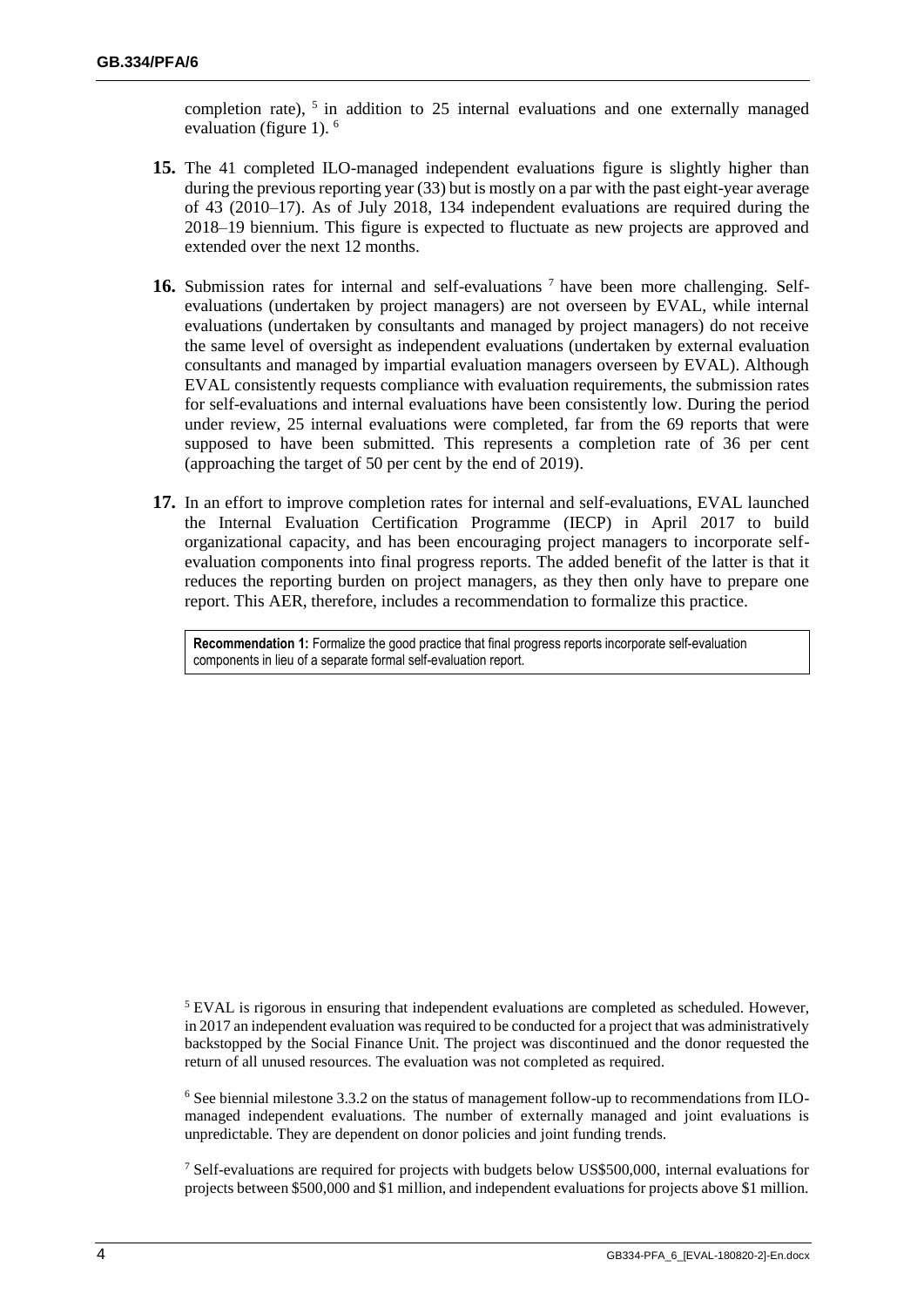completion rate), [5] in addition to 25 internal evaluations and one externally managed evaluation (figure 1). [6]

**15.** The 41 completed ILO-managed independent evaluations figure is slightly higher than during the previous reporting year (33) but is mostly on a par with the past eight-year average of 43 (2010–17). As of July 2018, 134 independent evaluations are required during the 2018–19 biennium. This figure is expected to fluctuate as new projects are approved and extended over the next 12 months.

**16.** Submission rates for internal and self-evaluations [7] have been more challenging. Self-evaluations (undertaken by project managers) are not overseen by EVAL, while internal evaluations (undertaken by consultants and managed by project managers) do not receive the same level of oversight as independent evaluations (undertaken by external evaluation consultants and managed by impartial evaluation managers overseen by EVAL). Although EVAL consistently requests compliance with evaluation requirements, the submission rates for self-evaluations and internal evaluations have been consistently low. During the period under review, 25 internal evaluations were completed, far from the 69 reports that were supposed to have been submitted. This represents a completion rate of 36 per cent (approaching the target of 50 per cent by the end of 2019).

**17.** In an effort to improve completion rates for internal and self-evaluations, EVAL launched the Internal Evaluation Certification Programme (IECP) in April 2017 to build organizational capacity, and has been encouraging project managers to incorporate self-evaluation components into final progress reports. The added benefit of the latter is that it reduces the reporting burden on project managers, as they then only have to prepare one report. This AER, therefore, includes a recommendation to formalize this practice.

> **Recommendation 1:** Formalize the good practice that final progress reports incorporate self-evaluation components in lieu of a separate formal self-evaluation report.

[5] EVAL is rigorous in ensuring that independent evaluations are completed as scheduled. However, in 2017 an independent evaluation was required to be conducted for a project that was administratively backstopped by the Social Finance Unit. The project was discontinued and the donor requested the return of all unused resources. The evaluation was not completed as required.

[6] See biennial milestone 3.3.2 on the status of management follow-up to recommendations from ILO-managed independent evaluations. The number of externally managed and joint evaluations is unpredictable. They are dependent on donor policies and joint funding trends.

[7] Self-evaluations are required for projects with budgets below US$500,000, internal evaluations for projects between $500,000 and $1 million, and independent evaluations for projects above $1 million.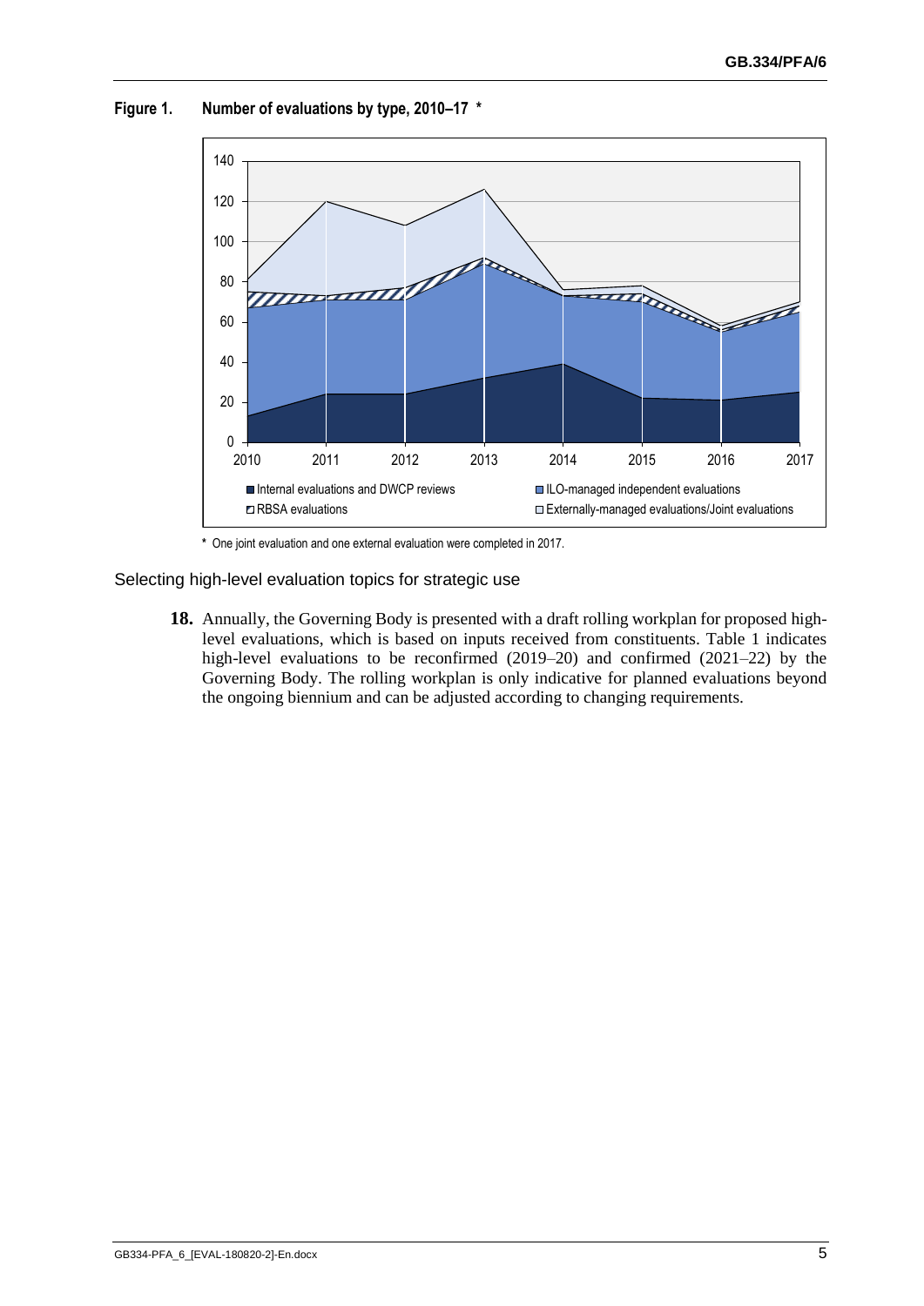**Figure 1. Number of evaluations by type, 2010–17 \***

\* One joint evaluation and one external evaluation were completed in 2017.

### Selecting high-level evaluation topics for strategic use

**18.** Annually, the Governing Body is presented with a draft rolling workplan for proposed high-level evaluations, which is based on inputs received from constituents. Table 1 indicates high-level evaluations to be reconfirmed (2019–20) and confirmed (2021–22) by the Governing Body. The rolling workplan is only indicative for planned evaluations beyond the ongoing biennium and can be adjusted according to changing requirements.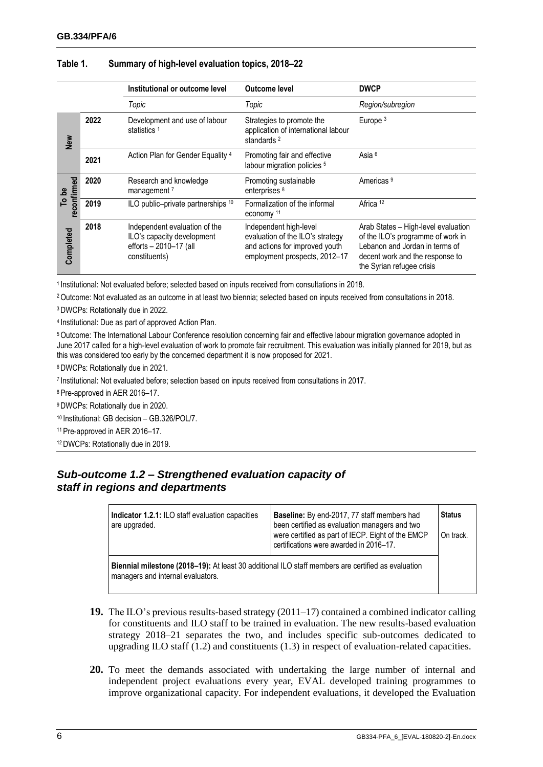**Table 1. Summary of high-level evaluation topics, 2018–22**

| | | Institutional or outcome level | Outcome level | DWCP |
|---|---|---|---|---|
| | | *Topic* | *Topic* | *Region/subregion* |
| New | 2022 | Development and use of labour statistics [1] | Strategies to promote the application of international labour standards [2] | Europe [3] |
| | 2021 | Action Plan for Gender Equality [4] | Promoting fair and effective labour migration policies [5] | Asia [6] |
| To be reconfirmed | 2020 | Research and knowledge management [7] | Promoting sustainable enterprises [8] | Americas [9] |
| | 2019 | ILO public–private partnerships [10] | Formalization of the informal economy [11] | Africa [12] |
| Completed | 2018 | Independent evaluation of the ILO's capacity development efforts – 2010–17 (all constituents) | Independent high-level evaluation of the ILO's strategy and actions for improved youth employment prospects, 2012–17 | Arab States – High-level evaluation of the ILO's programme of work in Lebanon and Jordan in terms of decent work and the response to the Syrian refugee crisis |

[1] Institutional: Not evaluated before; selected based on inputs received from consultations in 2018.

[2] Outcome: Not evaluated as an outcome in at least two biennia; selected based on inputs received from consultations in 2018.

[3] DWCPs: Rotationally due in 2022.

[4] Institutional: Due as part of approved Action Plan.

[5] Outcome: The International Labour Conference resolution concerning fair and effective labour migration governance adopted in June 2017 called for a high-level evaluation of work to promote fair recruitment. This evaluation was initially planned for 2019, but as this was considered too early by the concerned department it is now proposed for 2021.

[6] DWCPs: Rotationally due in 2021.

[7] Institutional: Not evaluated before; selection based on inputs received from consultations in 2017.

[8] Pre-approved in AER 2016–17.

[9] DWCPs: Rotationally due in 2020.

[10] Institutional: GB decision – GB.326/POL/7.

[11] Pre-approved in AER 2016–17.

[12] DWCPs: Rotationally due in 2019.

## *Sub-outcome 1.2 – Strengthened evaluation capacity of staff in regions and departments*

| **Indicator 1.2.1:** ILO staff evaluation capacities are upgraded. | **Baseline:** By end-2017, 77 staff members had been certified as evaluation managers and two were certified as part of IECP. Eight of the EMCP certifications were awarded in 2016–17. | **Status** On track. |
|---|---|---|
| **Biennial milestone (2018–19):** At least 30 additional ILO staff members are certified as evaluation managers and internal evaluators. | | |

**19.** The ILO's previous results-based strategy (2011–17) contained a combined indicator calling for constituents and ILO staff to be trained in evaluation. The new results-based evaluation strategy 2018–21 separates the two, and includes specific sub-outcomes dedicated to upgrading ILO staff (1.2) and constituents (1.3) in respect of evaluation-related capacities.

**20.** To meet the demands associated with undertaking the large number of internal and independent project evaluations every year, EVAL developed training programmes to improve organizational capacity. For independent evaluations, it developed the Evaluation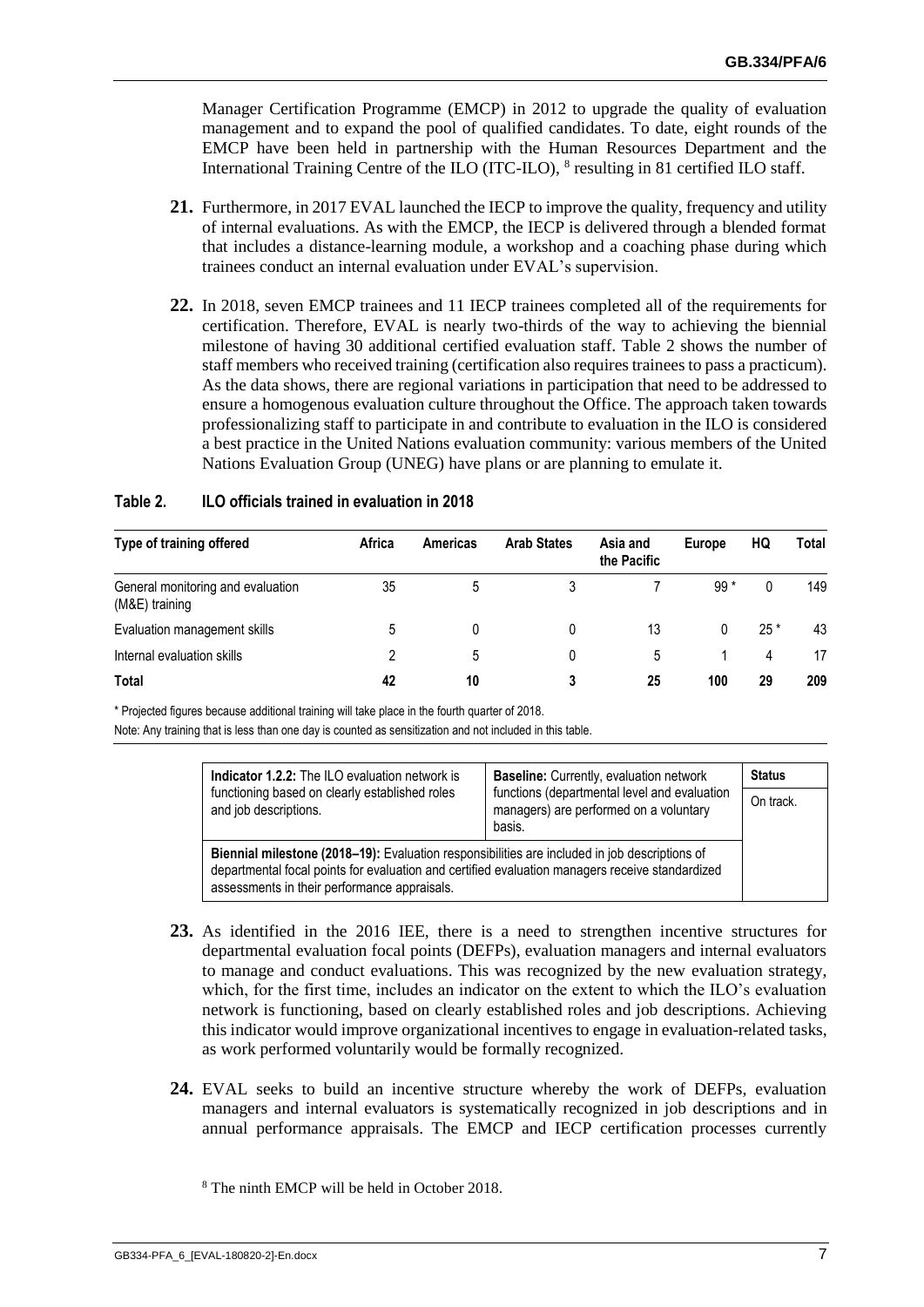Manager Certification Programme (EMCP) in 2012 to upgrade the quality of evaluation management and to expand the pool of qualified candidates. To date, eight rounds of the EMCP have been held in partnership with the Human Resources Department and the International Training Centre of the ILO (ITC-ILO), [8] resulting in 81 certified ILO staff.

**21.** Furthermore, in 2017 EVAL launched the IECP to improve the quality, frequency and utility of internal evaluations. As with the EMCP, the IECP is delivered through a blended format that includes a distance-learning module, a workshop and a coaching phase during which trainees conduct an internal evaluation under EVAL's supervision.

**22.** In 2018, seven EMCP trainees and 11 IECP trainees completed all of the requirements for certification. Therefore, EVAL is nearly two-thirds of the way to achieving the biennial milestone of having 30 additional certified evaluation staff. Table 2 shows the number of staff members who received training (certification also requires trainees to pass a practicum). As the data shows, there are regional variations in participation that need to be addressed to ensure a homogenous evaluation culture throughout the Office. The approach taken towards professionalizing staff to participate in and contribute to evaluation in the ILO is considered a best practice in the United Nations evaluation community: various members of the United Nations Evaluation Group (UNEG) have plans or are planning to emulate it.

**Table 2. ILO officials trained in evaluation in 2018**

| Type of training offered | Africa | Americas | Arab States | Asia and the Pacific | Europe | HQ | Total |
|---|---|---|---|---|---|---|---|
| General monitoring and evaluation (M&E) training | 35 | 5 | 3 | 7 | 99 * | 0 | 149 |
| Evaluation management skills | 5 | 0 | 0 | 13 | 0 | 25 * | 43 |
| Internal evaluation skills | 2 | 5 | 0 | 5 | 1 | 4 | 17 |
| **Total** | **42** | **10** | **3** | **25** | **100** | **29** | **209** |

\* Projected figures because additional training will take place in the fourth quarter of 2018.

Note: Any training that is less than one day is counted as sensitization and not included in this table.

| **Indicator 1.2.2:** The ILO evaluation network is functioning based on clearly established roles and job descriptions. | **Baseline:** Currently, evaluation network functions (departmental level and evaluation managers) are performed on a voluntary basis. | **Status** |
|---|---|---|
| **Biennial milestone (2018–19):** Evaluation responsibilities are included in job descriptions of departmental focal points for evaluation and certified evaluation managers receive standardized assessments in their performance appraisals. | | On track. |

**23.** As identified in the 2016 IEE, there is a need to strengthen incentive structures for departmental evaluation focal points (DEFPs), evaluation managers and internal evaluators to manage and conduct evaluations. This was recognized by the new evaluation strategy, which, for the first time, includes an indicator on the extent to which the ILO's evaluation network is functioning, based on clearly established roles and job descriptions. Achieving this indicator would improve organizational incentives to engage in evaluation-related tasks, as work performed voluntarily would be formally recognized.

**24.** EVAL seeks to build an incentive structure whereby the work of DEFPs, evaluation managers and internal evaluators is systematically recognized in job descriptions and in annual performance appraisals. The EMCP and IECP certification processes currently

[8] The ninth EMCP will be held in October 2018.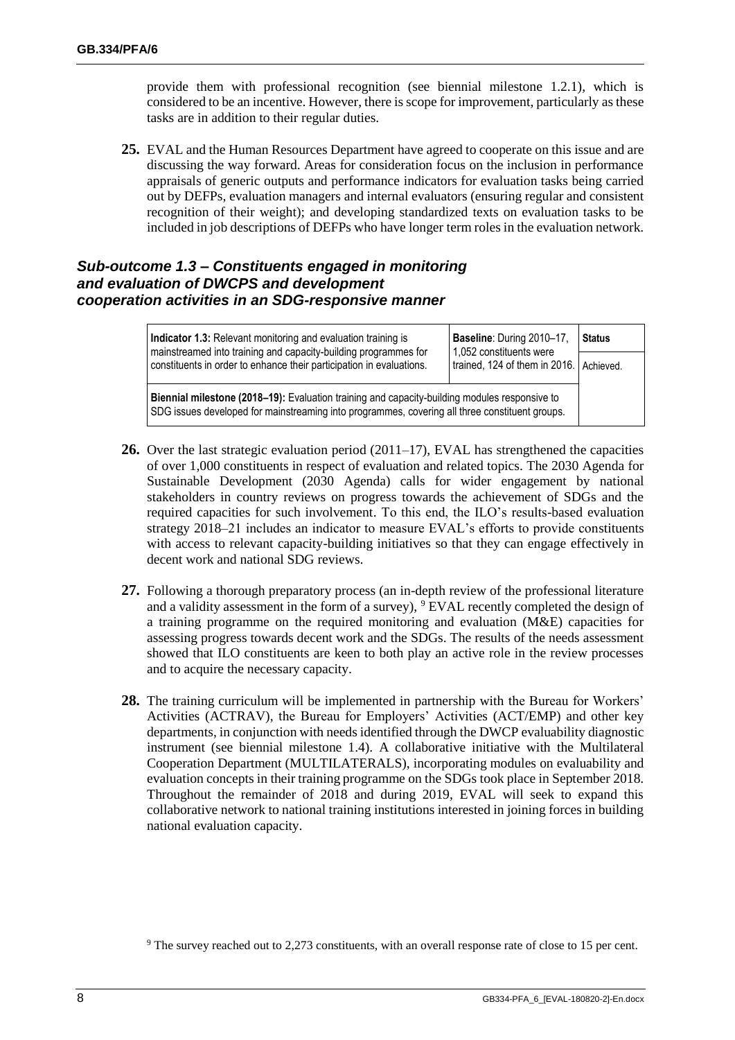provide them with professional recognition (see biennial milestone 1.2.1), which is considered to be an incentive. However, there is scope for improvement, particularly as these tasks are in addition to their regular duties.

**25.** EVAL and the Human Resources Department have agreed to cooperate on this issue and are discussing the way forward. Areas for consideration focus on the inclusion in performance appraisals of generic outputs and performance indicators for evaluation tasks being carried out by DEFPs, evaluation managers and internal evaluators (ensuring regular and consistent recognition of their weight); and developing standardized texts on evaluation tasks to be included in job descriptions of DEFPs who have longer term roles in the evaluation network.

### *Sub-outcome 1.3 – Constituents engaged in monitoring and evaluation of DWCPS and development cooperation activities in an SDG-responsive manner*

| **Indicator 1.3:** Relevant monitoring and evaluation training is mainstreamed into training and capacity-building programmes for constituents in order to enhance their participation in evaluations. | **Baseline**: During 2010–17, 1,052 constituents were trained, 124 of them in 2016. | **Status** |
|---|---|---|
| | | Achieved. |
| **Biennial milestone (2018–19):** Evaluation training and capacity-building modules responsive to SDG issues developed for mainstreaming into programmes, covering all three constituent groups. | | |

**26.** Over the last strategic evaluation period (2011–17), EVAL has strengthened the capacities of over 1,000 constituents in respect of evaluation and related topics. The 2030 Agenda for Sustainable Development (2030 Agenda) calls for wider engagement by national stakeholders in country reviews on progress towards the achievement of SDGs and the required capacities for such involvement. To this end, the ILO's results-based evaluation strategy 2018–21 includes an indicator to measure EVAL's efforts to provide constituents with access to relevant capacity-building initiatives so that they can engage effectively in decent work and national SDG reviews.

**27.** Following a thorough preparatory process (an in-depth review of the professional literature and a validity assessment in the form of a survey), [9] EVAL recently completed the design of a training programme on the required monitoring and evaluation (M&E) capacities for assessing progress towards decent work and the SDGs. The results of the needs assessment showed that ILO constituents are keen to both play an active role in the review processes and to acquire the necessary capacity.

**28.** The training curriculum will be implemented in partnership with the Bureau for Workers' Activities (ACTRAV), the Bureau for Employers' Activities (ACT/EMP) and other key departments, in conjunction with needs identified through the DWCP evaluability diagnostic instrument (see biennial milestone 1.4). A collaborative initiative with the Multilateral Cooperation Department (MULTILATERALS), incorporating modules on evaluability and evaluation concepts in their training programme on the SDGs took place in September 2018. Throughout the remainder of 2018 and during 2019, EVAL will seek to expand this collaborative network to national training institutions interested in joining forces in building national evaluation capacity.

[9] The survey reached out to 2,273 constituents, with an overall response rate of close to 15 per cent.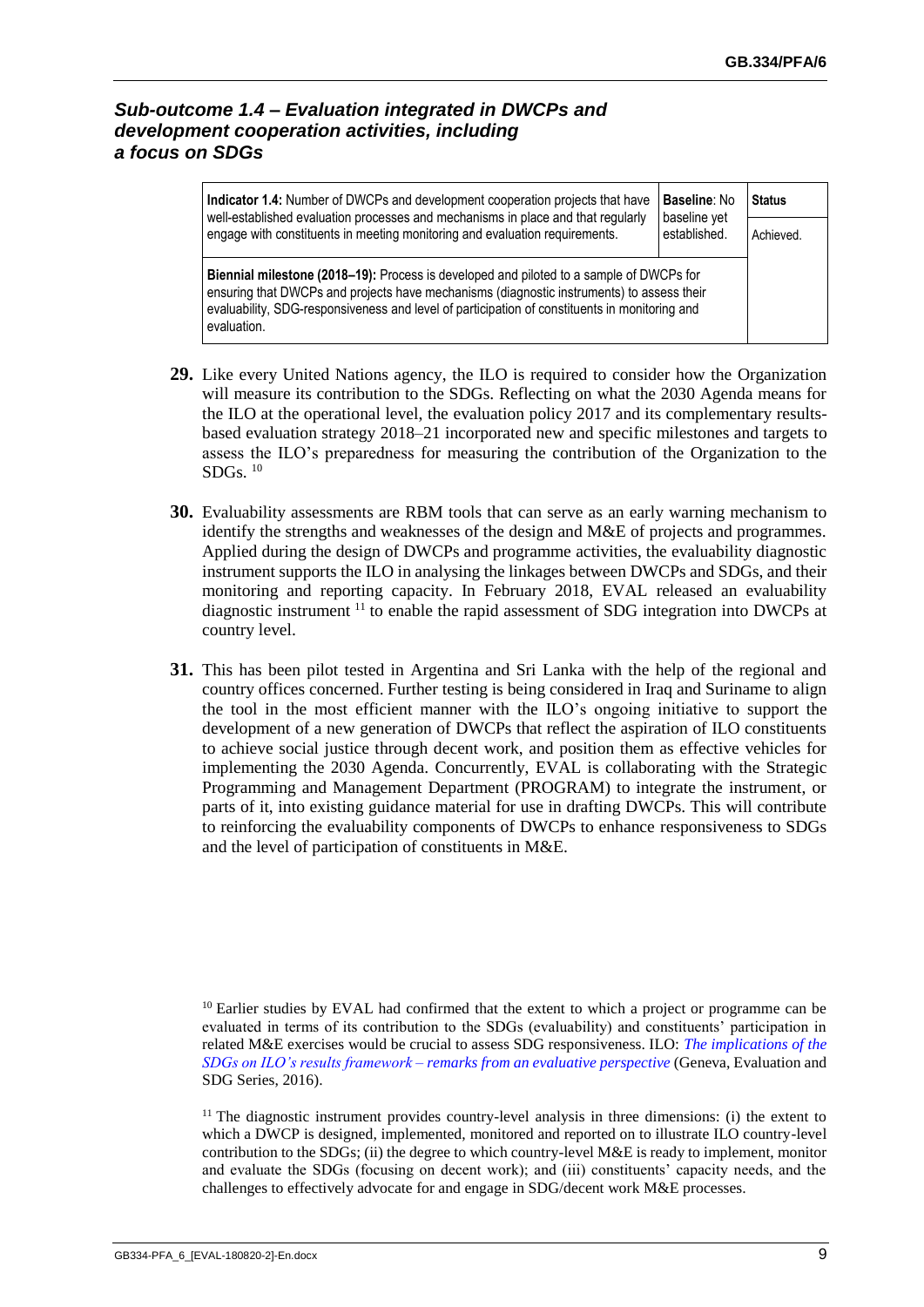### *Sub-outcome 1.4 – Evaluation integrated in DWCPs and development cooperation activities, including a focus on SDGs*

| **Indicator 1.4:** Number of DWCPs and development cooperation projects that have well-established evaluation processes and mechanisms in place and that regularly engage with constituents in meeting monitoring and evaluation requirements. | **Baseline**: No baseline yet established. | **Status** |
|---|---|---|
| | | Achieved. |
| **Biennial milestone (2018–19):** Process is developed and piloted to a sample of DWCPs for ensuring that DWCPs and projects have mechanisms (diagnostic instruments) to assess their evaluability, SDG-responsiveness and level of participation of constituents in monitoring and evaluation. | | |

**29.** Like every United Nations agency, the ILO is required to consider how the Organization will measure its contribution to the SDGs. Reflecting on what the 2030 Agenda means for the ILO at the operational level, the evaluation policy 2017 and its complementary results-based evaluation strategy 2018–21 incorporated new and specific milestones and targets to assess the ILO's preparedness for measuring the contribution of the Organization to the SDGs. [10]

**30.** Evaluability assessments are RBM tools that can serve as an early warning mechanism to identify the strengths and weaknesses of the design and M&E of projects and programmes. Applied during the design of DWCPs and programme activities, the evaluability diagnostic instrument supports the ILO in analysing the linkages between DWCPs and SDGs, and their monitoring and reporting capacity. In February 2018, EVAL released an evaluability diagnostic instrument [11] to enable the rapid assessment of SDG integration into DWCPs at country level.

**31.** This has been pilot tested in Argentina and Sri Lanka with the help of the regional and country offices concerned. Further testing is being considered in Iraq and Suriname to align the tool in the most efficient manner with the ILO's ongoing initiative to support the development of a new generation of DWCPs that reflect the aspiration of ILO constituents to achieve social justice through decent work, and position them as effective vehicles for implementing the 2030 Agenda. Concurrently, EVAL is collaborating with the Strategic Programming and Management Department (PROGRAM) to integrate the instrument, or parts of it, into existing guidance material for use in drafting DWCPs. This will contribute to reinforcing the evaluability components of DWCPs to enhance responsiveness to SDGs and the level of participation of constituents in M&E.

[10] Earlier studies by EVAL had confirmed that the extent to which a project or programme can be evaluated in terms of its contribution to the SDGs (evaluability) and constituents' participation in related M&E exercises would be crucial to assess SDG responsiveness. ILO: *The implications of the SDGs on ILO's results framework – remarks from an evaluative perspective* (Geneva, Evaluation and SDG Series, 2016).

[11] The diagnostic instrument provides country-level analysis in three dimensions: (i) the extent to which a DWCP is designed, implemented, monitored and reported on to illustrate ILO country-level contribution to the SDGs; (ii) the degree to which country-level M&E is ready to implement, monitor and evaluate the SDGs (focusing on decent work); and (iii) constituents' capacity needs, and the challenges to effectively advocate for and engage in SDG/decent work M&E processes.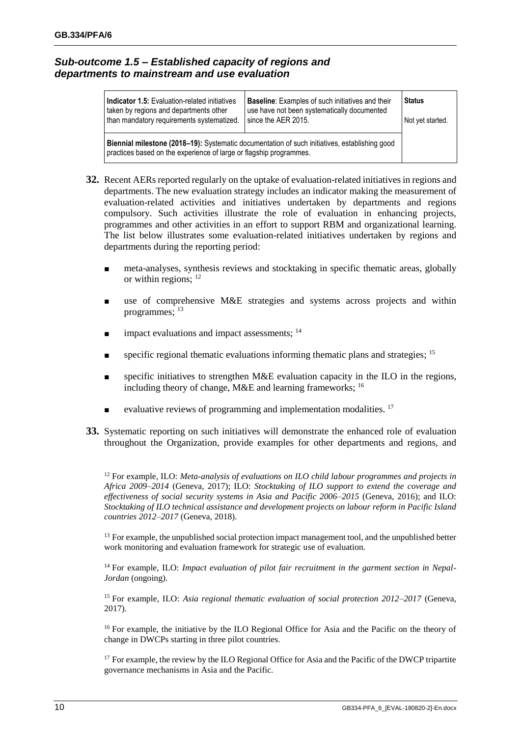### *Sub-outcome 1.5 – Established capacity of regions and departments to mainstream and use evaluation*

| **Indicator 1.5:** Evaluation-related initiatives taken by regions and departments other than mandatory requirements systematized. | **Baseline**: Examples of such initiatives and their use have not been systematically documented since the AER 2015. | **Status** Not yet started. |
|---|---|---|
| **Biennial milestone (2018–19):** Systematic documentation of such initiatives, establishing good practices based on the experience of large or flagship programmes. | | |

**32.** Recent AERs reported regularly on the uptake of evaluation-related initiatives in regions and departments. The new evaluation strategy includes an indicator making the measurement of evaluation-related activities and initiatives undertaken by departments and regions compulsory. Such activities illustrate the role of evaluation in enhancing projects, programmes and other activities in an effort to support RBM and organizational learning. The list below illustrates some evaluation-related initiatives undertaken by regions and departments during the reporting period:

- meta-analyses, synthesis reviews and stocktaking in specific thematic areas, globally or within regions; [12]
- use of comprehensive M&E strategies and systems across projects and within programmes; [13]
- impact evaluations and impact assessments; [14]
- specific regional thematic evaluations informing thematic plans and strategies; [15]
- specific initiatives to strengthen M&E evaluation capacity in the ILO in the regions, including theory of change, M&E and learning frameworks; [16]
- evaluative reviews of programming and implementation modalities. [17]

**33.** Systematic reporting on such initiatives will demonstrate the enhanced role of evaluation throughout the Organization, provide examples for other departments and regions, and

[12] For example, ILO: *Meta-analysis of evaluations on ILO child labour programmes and projects in Africa 2009–2014* (Geneva, 2017); ILO: *Stocktaking of ILO support to extend the coverage and effectiveness of social security systems in Asia and Pacific 2006–2015* (Geneva, 2016); and ILO: *Stocktaking of ILO technical assistance and development projects on labour reform in Pacific Island countries 2012–2017* (Geneva, 2018).

[13] For example, the unpublished social protection impact management tool, and the unpublished better work monitoring and evaluation framework for strategic use of evaluation.

[14] For example, ILO: *Impact evaluation of pilot fair recruitment in the garment section in Nepal-Jordan* (ongoing).

[15] For example, ILO: *Asia regional thematic evaluation of social protection 2012–2017* (Geneva, 2017).

[16] For example, the initiative by the ILO Regional Office for Asia and the Pacific on the theory of change in DWCPs starting in three pilot countries.

[17] For example, the review by the ILO Regional Office for Asia and the Pacific of the DWCP tripartite governance mechanisms in Asia and the Pacific.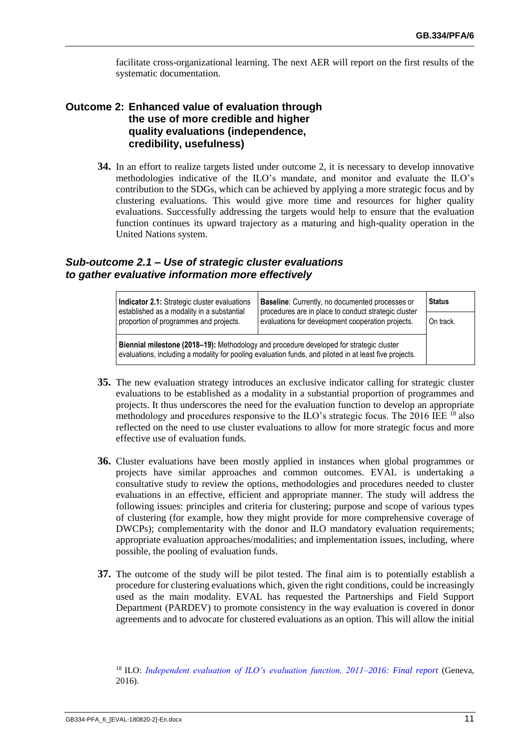facilitate cross-organizational learning. The next AER will report on the first results of the systematic documentation.

## Outcome 2: Enhanced value of evaluation through the use of more credible and higher quality evaluations (independence, credibility, usefulness)

**34.** In an effort to realize targets listed under outcome 2, it is necessary to develop innovative methodologies indicative of the ILO's mandate, and monitor and evaluate the ILO's contribution to the SDGs, which can be achieved by applying a more strategic focus and by clustering evaluations. This would give more time and resources for higher quality evaluations. Successfully addressing the targets would help to ensure that the evaluation function continues its upward trajectory as a maturing and high-quality operation in the United Nations system.

### *Sub-outcome 2.1 – Use of strategic cluster evaluations to gather evaluative information more effectively*

| **Indicator 2.1:** Strategic cluster evaluations established as a modality in a substantial proportion of programmes and projects. | **Baseline**: Currently, no documented processes or procedures are in place to conduct strategic cluster evaluations for development cooperation projects. | **Status** |
|---|---|---|
| | | On track. |
| **Biennial milestone (2018–19):** Methodology and procedure developed for strategic cluster evaluations, including a modality for pooling evaluation funds, and piloted in at least five projects. | | |

**35.** The new evaluation strategy introduces an exclusive indicator calling for strategic cluster evaluations to be established as a modality in a substantial proportion of programmes and projects. It thus underscores the need for the evaluation function to develop an appropriate methodology and procedures responsive to the ILO's strategic focus. The 2016 IEE [18] also reflected on the need to use cluster evaluations to allow for more strategic focus and more effective use of evaluation funds.

**36.** Cluster evaluations have been mostly applied in instances when global programmes or projects have similar approaches and common outcomes. EVAL is undertaking a consultative study to review the options, methodologies and procedures needed to cluster evaluations in an effective, efficient and appropriate manner. The study will address the following issues: principles and criteria for clustering; purpose and scope of various types of clustering (for example, how they might provide for more comprehensive coverage of DWCPs); complementarity with the donor and ILO mandatory evaluation requirements; appropriate evaluation approaches/modalities; and implementation issues, including, where possible, the pooling of evaluation funds.

**37.** The outcome of the study will be pilot tested. The final aim is to potentially establish a procedure for clustering evaluations which, given the right conditions, could be increasingly used as the main modality. EVAL has requested the Partnerships and Field Support Department (PARDEV) to promote consistency in the way evaluation is covered in donor agreements and to advocate for clustered evaluations as an option. This will allow the initial

[18] ILO: *Independent evaluation of ILO's evaluation function, 2011–2016: Final report* (Geneva, 2016).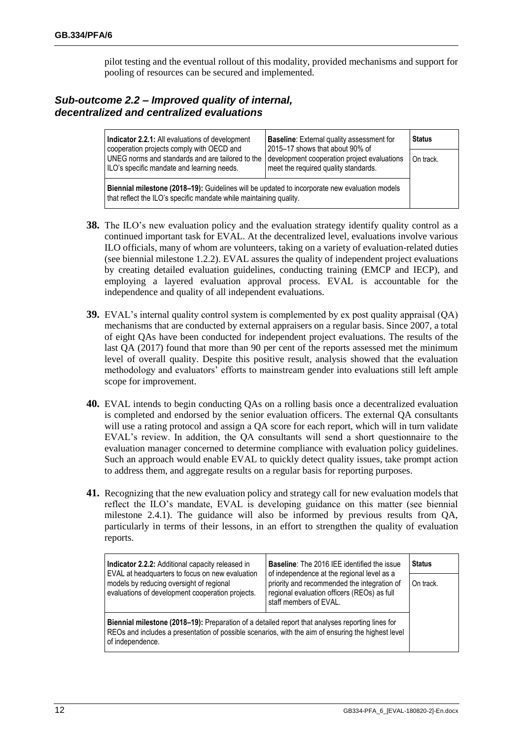pilot testing and the eventual rollout of this modality, provided mechanisms and support for pooling of resources can be secured and implemented.

### *Sub-outcome 2.2 – Improved quality of internal, decentralized and centralized evaluations*

| **Indicator 2.2.1:** All evaluations of development cooperation projects comply with OECD and UNEG norms and standards and are tailored to the ILO's specific mandate and learning needs. | **Baseline**: External quality assessment for 2015–17 shows that about 90% of development cooperation project evaluations meet the required quality standards. | **Status** |
|---|---|---|
| | | On track. |
| **Biennial milestone (2018–19):** Guidelines will be updated to incorporate new evaluation models that reflect the ILO's specific mandate while maintaining quality. | | |

**38.** The ILO's new evaluation policy and the evaluation strategy identify quality control as a continued important task for EVAL. At the decentralized level, evaluations involve various ILO officials, many of whom are volunteers, taking on a variety of evaluation-related duties (see biennial milestone 1.2.2). EVAL assures the quality of independent project evaluations by creating detailed evaluation guidelines, conducting training (EMCP and IECP), and employing a layered evaluation approval process. EVAL is accountable for the independence and quality of all independent evaluations.

**39.** EVAL's internal quality control system is complemented by ex post quality appraisal (QA) mechanisms that are conducted by external appraisers on a regular basis. Since 2007, a total of eight QAs have been conducted for independent project evaluations. The results of the last QA (2017) found that more than 90 per cent of the reports assessed met the minimum level of overall quality. Despite this positive result, analysis showed that the evaluation methodology and evaluators' efforts to mainstream gender into evaluations still left ample scope for improvement.

**40.** EVAL intends to begin conducting QAs on a rolling basis once a decentralized evaluation is completed and endorsed by the senior evaluation officers. The external QA consultants will use a rating protocol and assign a QA score for each report, which will in turn validate EVAL's review. In addition, the QA consultants will send a short questionnaire to the evaluation manager concerned to determine compliance with evaluation policy guidelines. Such an approach would enable EVAL to quickly detect quality issues, take prompt action to address them, and aggregate results on a regular basis for reporting purposes.

**41.** Recognizing that the new evaluation policy and strategy call for new evaluation models that reflect the ILO's mandate, EVAL is developing guidance on this matter (see biennial milestone 2.4.1). The guidance will also be informed by previous results from QA, particularly in terms of their lessons, in an effort to strengthen the quality of evaluation reports.

| **Indicator 2.2.2:** Additional capacity released in EVAL at headquarters to focus on new evaluation models by reducing oversight of regional evaluations of development cooperation projects. | **Baseline**: The 2016 IEE identified the issue of independence at the regional level as a priority and recommended the integration of regional evaluation officers (REOs) as full staff members of EVAL. | **Status** |
|---|---|---|
| | | On track. |
| **Biennial milestone (2018–19):** Preparation of a detailed report that analyses reporting lines for REOs and includes a presentation of possible scenarios, with the aim of ensuring the highest level of independence. | | |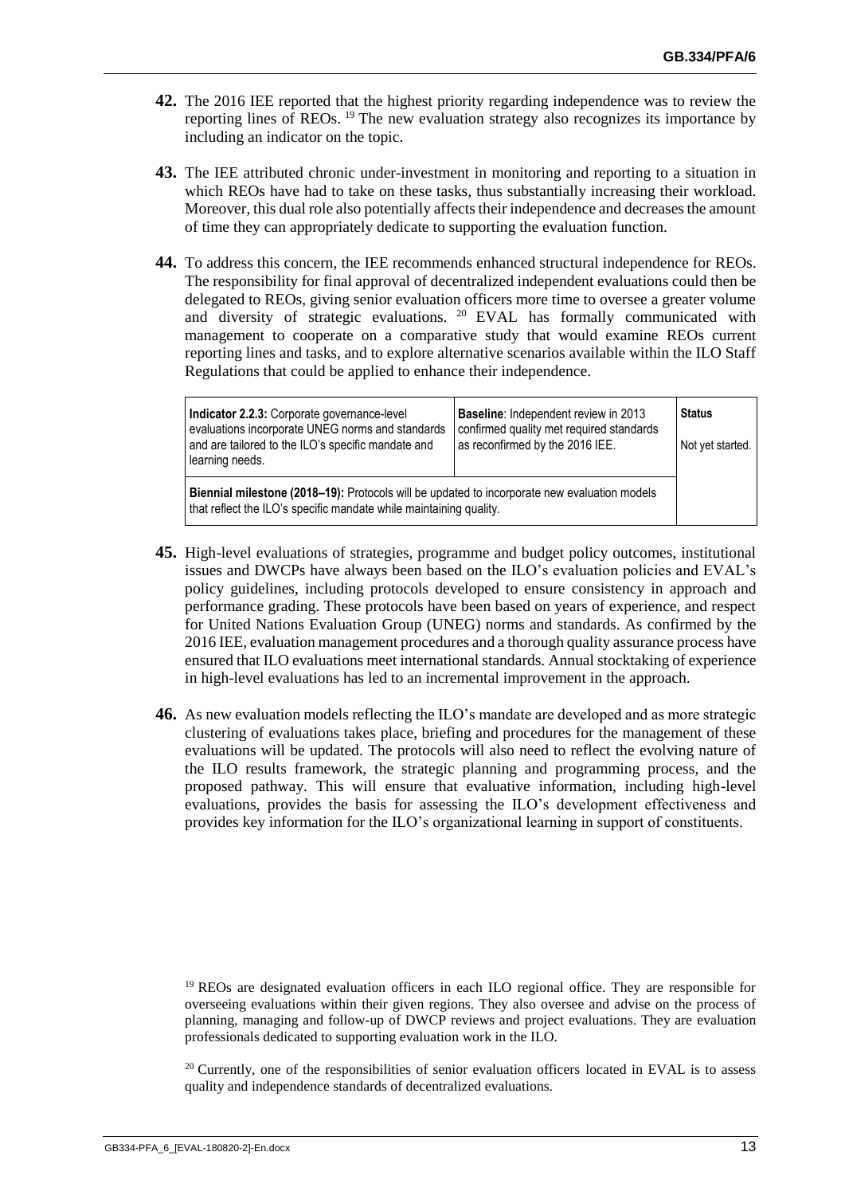**42.** The 2016 IEE reported that the highest priority regarding independence was to review the reporting lines of REOs. [19] The new evaluation strategy also recognizes its importance by including an indicator on the topic.

**43.** The IEE attributed chronic under-investment in monitoring and reporting to a situation in which REOs have had to take on these tasks, thus substantially increasing their workload. Moreover, this dual role also potentially affects their independence and decreases the amount of time they can appropriately dedicate to supporting the evaluation function.

**44.** To address this concern, the IEE recommends enhanced structural independence for REOs. The responsibility for final approval of decentralized independent evaluations could then be delegated to REOs, giving senior evaluation officers more time to oversee a greater volume and diversity of strategic evaluations. [20] EVAL has formally communicated with management to cooperate on a comparative study that would examine REOs current reporting lines and tasks, and to explore alternative scenarios available within the ILO Staff Regulations that could be applied to enhance their independence.

| **Indicator 2.2.3:** Corporate governance-level evaluations incorporate UNEG norms and standards and are tailored to the ILO's specific mandate and learning needs. | **Baseline**: Independent review in 2013 confirmed quality met required standards as reconfirmed by the 2016 IEE. | **Status** Not yet started. |
|---|---|---|
| **Biennial milestone (2018–19):** Protocols will be updated to incorporate new evaluation models that reflect the ILO's specific mandate while maintaining quality. | | |

**45.** High-level evaluations of strategies, programme and budget policy outcomes, institutional issues and DWCPs have always been based on the ILO's evaluation policies and EVAL's policy guidelines, including protocols developed to ensure consistency in approach and performance grading. These protocols have been based on years of experience, and respect for United Nations Evaluation Group (UNEG) norms and standards. As confirmed by the 2016 IEE, evaluation management procedures and a thorough quality assurance process have ensured that ILO evaluations meet international standards. Annual stocktaking of experience in high-level evaluations has led to an incremental improvement in the approach.

**46.** As new evaluation models reflecting the ILO's mandate are developed and as more strategic clustering of evaluations takes place, briefing and procedures for the management of these evaluations will be updated. The protocols will also need to reflect the evolving nature of the ILO results framework, the strategic planning and programming process, and the proposed pathway. This will ensure that evaluative information, including high-level evaluations, provides the basis for assessing the ILO's development effectiveness and provides key information for the ILO's organizational learning in support of constituents.

[19] REOs are designated evaluation officers in each ILO regional office. They are responsible for overseeing evaluations within their given regions. They also oversee and advise on the process of planning, managing and follow-up of DWCP reviews and project evaluations. They are evaluation professionals dedicated to supporting evaluation work in the ILO.

[20] Currently, one of the responsibilities of senior evaluation officers located in EVAL is to assess quality and independence standards of decentralized evaluations.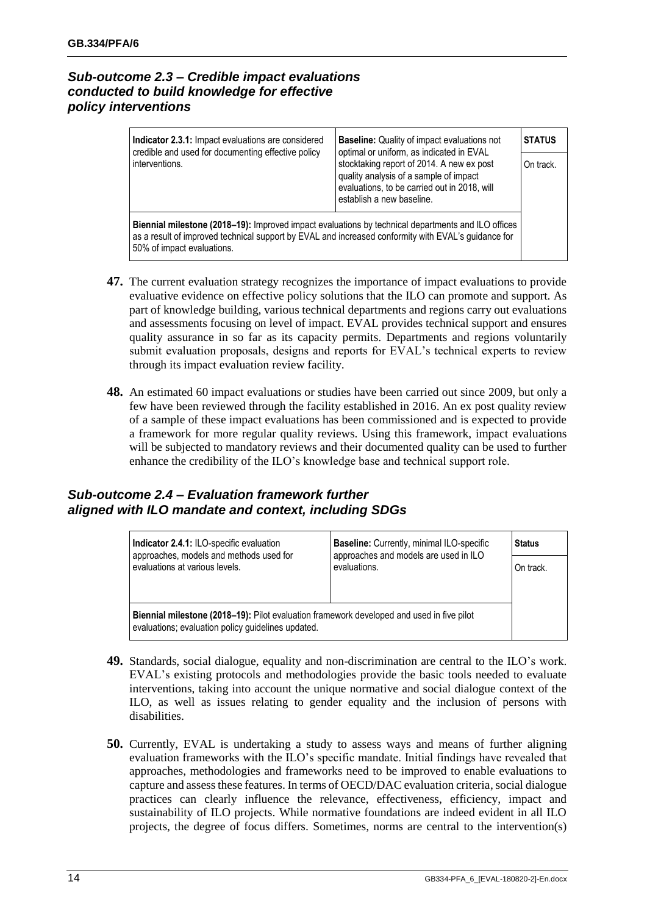### *Sub-outcome 2.3 – Credible impact evaluations conducted to build knowledge for effective policy interventions*

| **Indicator 2.3.1:** Impact evaluations are considered credible and used for documenting effective policy interventions. | **Baseline:** Quality of impact evaluations not optimal or uniform, as indicated in EVAL stocktaking report of 2014. A new ex post quality analysis of a sample of impact evaluations, to be carried out in 2018, will establish a new baseline. | **STATUS** On track. |
|---|---|---|
| **Biennial milestone (2018–19):** Improved impact evaluations by technical departments and ILO offices as a result of improved technical support by EVAL and increased conformity with EVAL's guidance for 50% of impact evaluations. | | |

**47.** The current evaluation strategy recognizes the importance of impact evaluations to provide evaluative evidence on effective policy solutions that the ILO can promote and support. As part of knowledge building, various technical departments and regions carry out evaluations and assessments focusing on level of impact. EVAL provides technical support and ensures quality assurance in so far as its capacity permits. Departments and regions voluntarily submit evaluation proposals, designs and reports for EVAL's technical experts to review through its impact evaluation review facility.

**48.** An estimated 60 impact evaluations or studies have been carried out since 2009, but only a few have been reviewed through the facility established in 2016. An ex post quality review of a sample of these impact evaluations has been commissioned and is expected to provide a framework for more regular quality reviews. Using this framework, impact evaluations will be subjected to mandatory reviews and their documented quality can be used to further enhance the credibility of the ILO's knowledge base and technical support role.

### *Sub-outcome 2.4 – Evaluation framework further aligned with ILO mandate and context, including SDGs*

| **Indicator 2.4.1:** ILO-specific evaluation approaches, models and methods used for evaluations at various levels. | **Baseline:** Currently, minimal ILO-specific approaches and models are used in ILO evaluations. | **Status** On track. |
|---|---|---|
| **Biennial milestone (2018–19):** Pilot evaluation framework developed and used in five pilot evaluations; evaluation policy guidelines updated. | | |

**49.** Standards, social dialogue, equality and non-discrimination are central to the ILO's work. EVAL's existing protocols and methodologies provide the basic tools needed to evaluate interventions, taking into account the unique normative and social dialogue context of the ILO, as well as issues relating to gender equality and the inclusion of persons with disabilities.

**50.** Currently, EVAL is undertaking a study to assess ways and means of further aligning evaluation frameworks with the ILO's specific mandate. Initial findings have revealed that approaches, methodologies and frameworks need to be improved to enable evaluations to capture and assess these features. In terms of OECD/DAC evaluation criteria, social dialogue practices can clearly influence the relevance, effectiveness, efficiency, impact and sustainability of ILO projects. While normative foundations are indeed evident in all ILO projects, the degree of focus differs. Sometimes, norms are central to the intervention(s)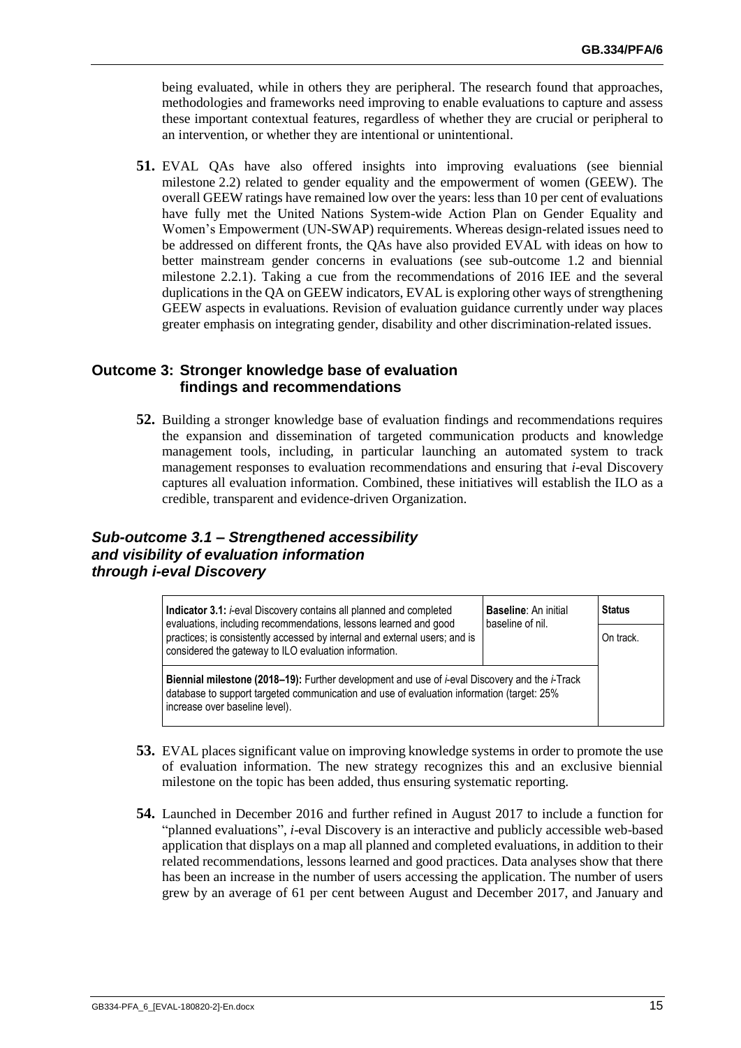being evaluated, while in others they are peripheral. The research found that approaches, methodologies and frameworks need improving to enable evaluations to capture and assess these important contextual features, regardless of whether they are crucial or peripheral to an intervention, or whether they are intentional or unintentional.

**51.** EVAL QAs have also offered insights into improving evaluations (see biennial milestone 2.2) related to gender equality and the empowerment of women (GEEW). The overall GEEW ratings have remained low over the years: less than 10 per cent of evaluations have fully met the United Nations System-wide Action Plan on Gender Equality and Women's Empowerment (UN-SWAP) requirements. Whereas design-related issues need to be addressed on different fronts, the QAs have also provided EVAL with ideas on how to better mainstream gender concerns in evaluations (see sub-outcome 1.2 and biennial milestone 2.2.1). Taking a cue from the recommendations of 2016 IEE and the several duplications in the QA on GEEW indicators, EVAL is exploring other ways of strengthening GEEW aspects in evaluations. Revision of evaluation guidance currently under way places greater emphasis on integrating gender, disability and other discrimination-related issues.

## Outcome 3: Stronger knowledge base of evaluation findings and recommendations

**52.** Building a stronger knowledge base of evaluation findings and recommendations requires the expansion and dissemination of targeted communication products and knowledge management tools, including, in particular launching an automated system to track management responses to evaluation recommendations and ensuring that *i*-eval Discovery captures all evaluation information. Combined, these initiatives will establish the ILO as a credible, transparent and evidence-driven Organization.

### *Sub-outcome 3.1 – Strengthened accessibility and visibility of evaluation information through i-eval Discovery*

| **Indicator 3.1:** *i*-eval Discovery contains all planned and completed evaluations, including recommendations, lessons learned and good practices; is consistently accessed by internal and external users; and is considered the gateway to ILO evaluation information. | **Baseline**: An initial baseline of nil. | **Status** |
|---|---|---|
| | | On track. |
| **Biennial milestone (2018–19):** Further development and use of *i*-eval Discovery and the *i*-Track database to support targeted communication and use of evaluation information (target: 25% increase over baseline level). | | |

**53.** EVAL places significant value on improving knowledge systems in order to promote the use of evaluation information. The new strategy recognizes this and an exclusive biennial milestone on the topic has been added, thus ensuring systematic reporting.

**54.** Launched in December 2016 and further refined in August 2017 to include a function for "planned evaluations", *i*-eval Discovery is an interactive and publicly accessible web-based application that displays on a map all planned and completed evaluations, in addition to their related recommendations, lessons learned and good practices. Data analyses show that there has been an increase in the number of users accessing the application. The number of users grew by an average of 61 per cent between August and December 2017, and January and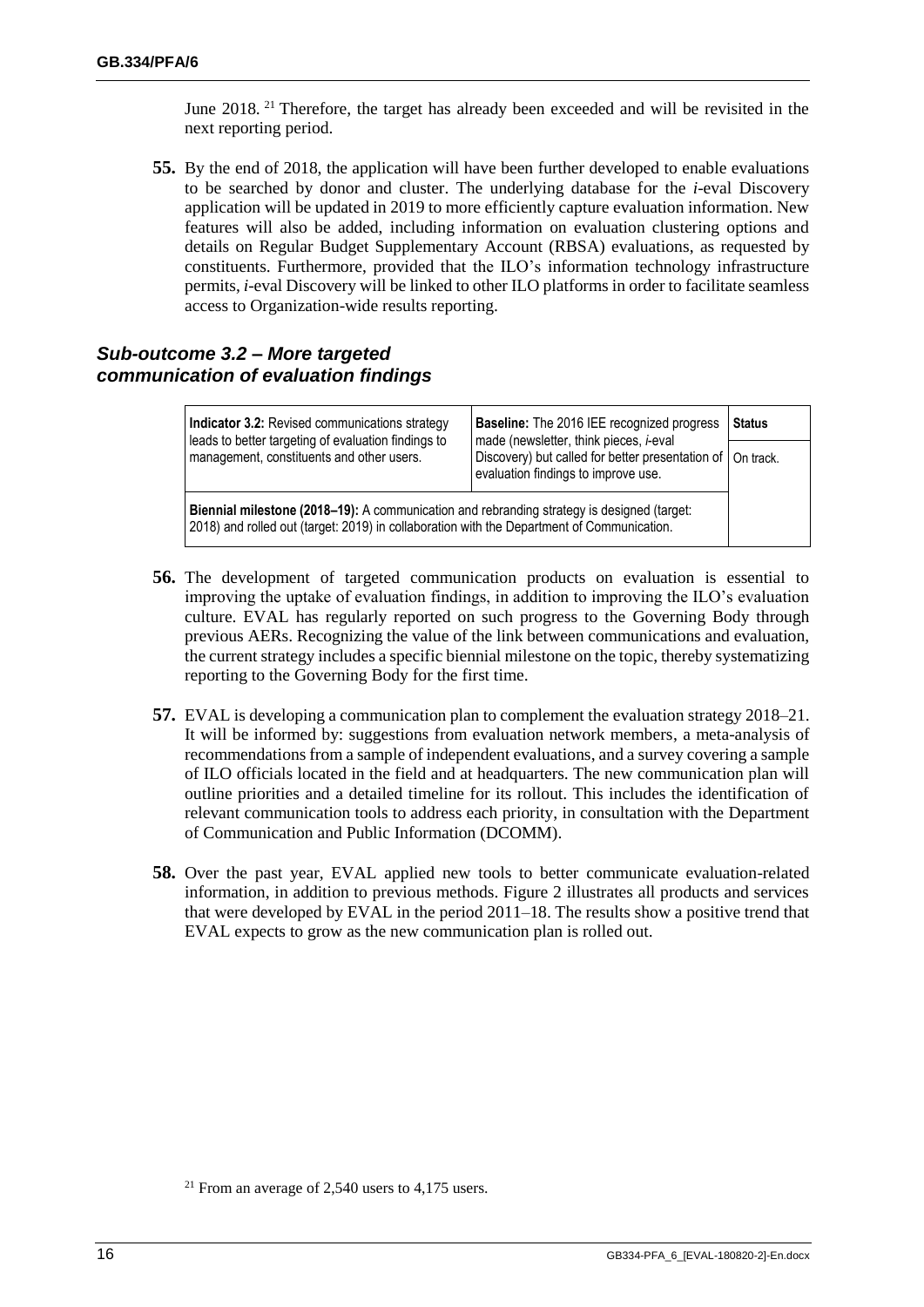June 2018.[21] Therefore, the target has already been exceeded and will be revisited in the next reporting period.

**55.** By the end of 2018, the application will have been further developed to enable evaluations to be searched by donor and cluster. The underlying database for the *i*-eval Discovery application will be updated in 2019 to more efficiently capture evaluation information. New features will also be added, including information on evaluation clustering options and details on Regular Budget Supplementary Account (RBSA) evaluations, as requested by constituents. Furthermore, provided that the ILO's information technology infrastructure permits, *i*-eval Discovery will be linked to other ILO platforms in order to facilitate seamless access to Organization-wide results reporting.

### *Sub-outcome 3.2 – More targeted communication of evaluation findings*

| **Indicator 3.2:** Revised communications strategy leads to better targeting of evaluation findings to management, constituents and other users. | **Baseline:** The 2016 IEE recognized progress made (newsletter, think pieces, *i*-eval Discovery) but called for better presentation of evaluation findings to improve use. | **Status** |
|---|---|---|
| | | On track. |
| **Biennial milestone (2018–19):** A communication and rebranding strategy is designed (target: 2018) and rolled out (target: 2019) in collaboration with the Department of Communication. | | |

**56.** The development of targeted communication products on evaluation is essential to improving the uptake of evaluation findings, in addition to improving the ILO's evaluation culture. EVAL has regularly reported on such progress to the Governing Body through previous AERs. Recognizing the value of the link between communications and evaluation, the current strategy includes a specific biennial milestone on the topic, thereby systematizing reporting to the Governing Body for the first time.

**57.** EVAL is developing a communication plan to complement the evaluation strategy 2018–21. It will be informed by: suggestions from evaluation network members, a meta-analysis of recommendations from a sample of independent evaluations, and a survey covering a sample of ILO officials located in the field and at headquarters. The new communication plan will outline priorities and a detailed timeline for its rollout. This includes the identification of relevant communication tools to address each priority, in consultation with the Department of Communication and Public Information (DCOMM).

**58.** Over the past year, EVAL applied new tools to better communicate evaluation-related information, in addition to previous methods. Figure 2 illustrates all products and services that were developed by EVAL in the period 2011–18. The results show a positive trend that EVAL expects to grow as the new communication plan is rolled out.

[21] From an average of 2,540 users to 4,175 users.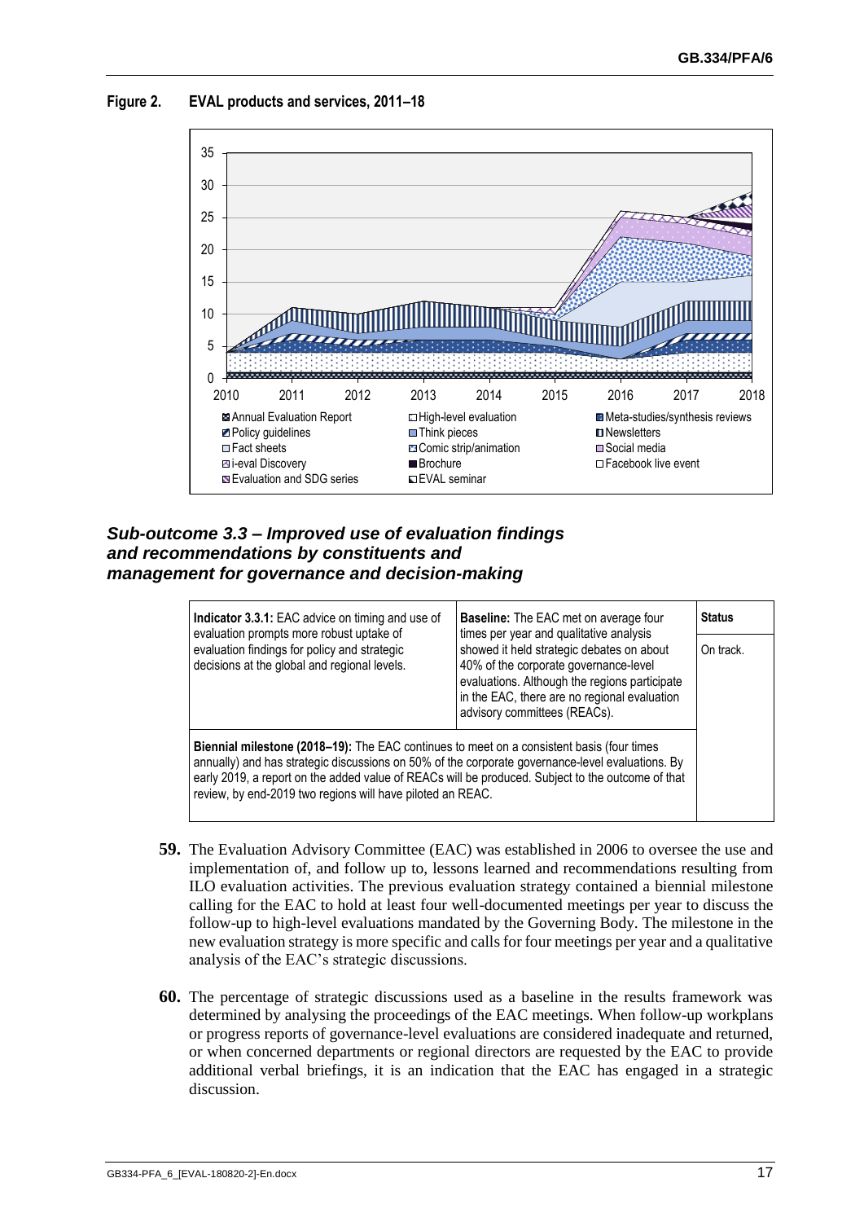**Figure 2. EVAL products and services, 2011–18**

## *Sub-outcome 3.3 – Improved use of evaluation findings and recommendations by constituents and management for governance and decision-making*

| **Indicator 3.3.1:** EAC advice on timing and use of evaluation prompts more robust uptake of evaluation findings for policy and strategic decisions at the global and regional levels. | **Baseline:** The EAC met on average four times per year and qualitative analysis showed it held strategic debates on about 40% of the corporate governance-level evaluations. Although the regions participate in the EAC, there are no regional evaluation advisory committees (REACs). | **Status** |
|---|---|---|
| | | On track. |
| **Biennial milestone (2018–19):** The EAC continues to meet on a consistent basis (four times annually) and has strategic discussions on 50% of the corporate governance-level evaluations. By early 2019, a report on the added value of REACs will be produced. Subject to the outcome of that review, by end-2019 two regions will have piloted an REAC. | | |

**59.** The Evaluation Advisory Committee (EAC) was established in 2006 to oversee the use and implementation of, and follow up to, lessons learned and recommendations resulting from ILO evaluation activities. The previous evaluation strategy contained a biennial milestone calling for the EAC to hold at least four well-documented meetings per year to discuss the follow-up to high-level evaluations mandated by the Governing Body. The milestone in the new evaluation strategy is more specific and calls for four meetings per year and a qualitative analysis of the EAC's strategic discussions.

**60.** The percentage of strategic discussions used as a baseline in the results framework was determined by analysing the proceedings of the EAC meetings. When follow-up workplans or progress reports of governance-level evaluations are considered inadequate and returned, or when concerned departments or regional directors are requested by the EAC to provide additional verbal briefings, it is an indication that the EAC has engaged in a strategic discussion.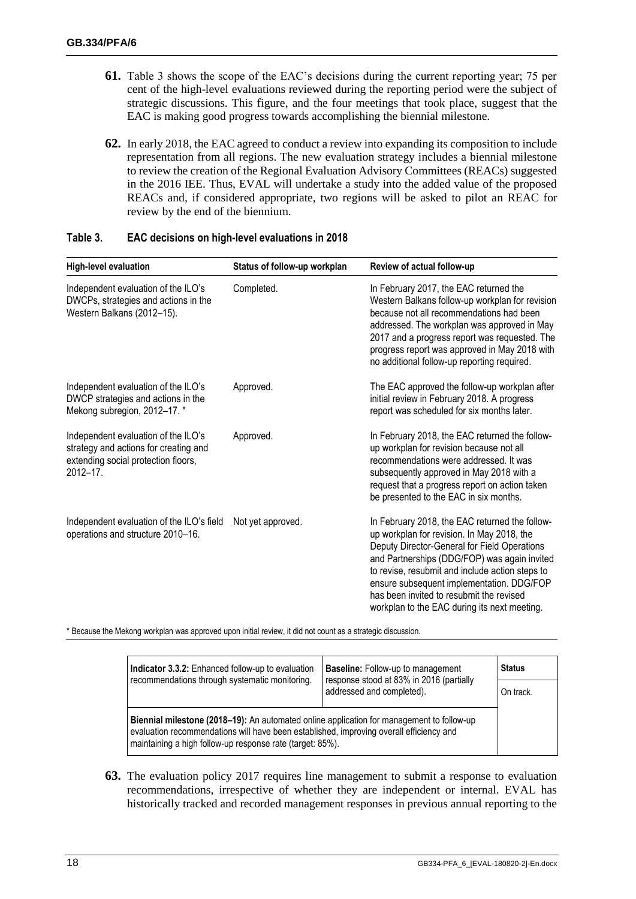**61.** Table 3 shows the scope of the EAC's decisions during the current reporting year; 75 per cent of the high-level evaluations reviewed during the reporting period were the subject of strategic discussions. This figure, and the four meetings that took place, suggest that the EAC is making good progress towards accomplishing the biennial milestone.

**62.** In early 2018, the EAC agreed to conduct a review into expanding its composition to include representation from all regions. The new evaluation strategy includes a biennial milestone to review the creation of the Regional Evaluation Advisory Committees (REACs) suggested in the 2016 IEE. Thus, EVAL will undertake a study into the added value of the proposed REACs and, if considered appropriate, two regions will be asked to pilot an REAC for review by the end of the biennium.

**Table 3. EAC decisions on high-level evaluations in 2018**

| High-level evaluation | Status of follow-up workplan | Review of actual follow-up |
|---|---|---|
| Independent evaluation of the ILO's DWCPs, strategies and actions in the Western Balkans (2012–15). | Completed. | In February 2017, the EAC returned the Western Balkans follow-up workplan for revision because not all recommendations had been addressed. The workplan was approved in May 2017 and a progress report was requested. The progress report was approved in May 2018 with no additional follow-up reporting required. |
| Independent evaluation of the ILO's DWCP strategies and actions in the Mekong subregion, 2012–17. * | Approved. | The EAC approved the follow-up workplan after initial review in February 2018. A progress report was scheduled for six months later. |
| Independent evaluation of the ILO's strategy and actions for creating and extending social protection floors, 2012–17. | Approved. | In February 2018, the EAC returned the follow-up workplan for revision because not all recommendations were addressed. It was subsequently approved in May 2018 with a request that a progress report on action taken be presented to the EAC in six months. |
| Independent evaluation of the ILO's field operations and structure 2010–16. | Not yet approved. | In February 2018, the EAC returned the follow-up workplan for revision. In May 2018, the Deputy Director-General for Field Operations and Partnerships (DDG/FOP) was again invited to revise, resubmit and include action steps to ensure subsequent implementation. DDG/FOP has been invited to resubmit the revised workplan to the EAC during its next meeting. |

\* Because the Mekong workplan was approved upon initial review, it did not count as a strategic discussion.

| **Indicator 3.3.2:** Enhanced follow-up to evaluation recommendations through systematic monitoring. | **Baseline:** Follow-up to management response stood at 83% in 2016 (partially addressed and completed). | **Status** |
|---|---|---|
| | | On track. |
| **Biennial milestone (2018–19):** An automated online application for management to follow-up evaluation recommendations will have been established, improving overall efficiency and maintaining a high follow-up response rate (target: 85%). | | |

**63.** The evaluation policy 2017 requires line management to submit a response to evaluation recommendations, irrespective of whether they are independent or internal. EVAL has historically tracked and recorded management responses in previous annual reporting to the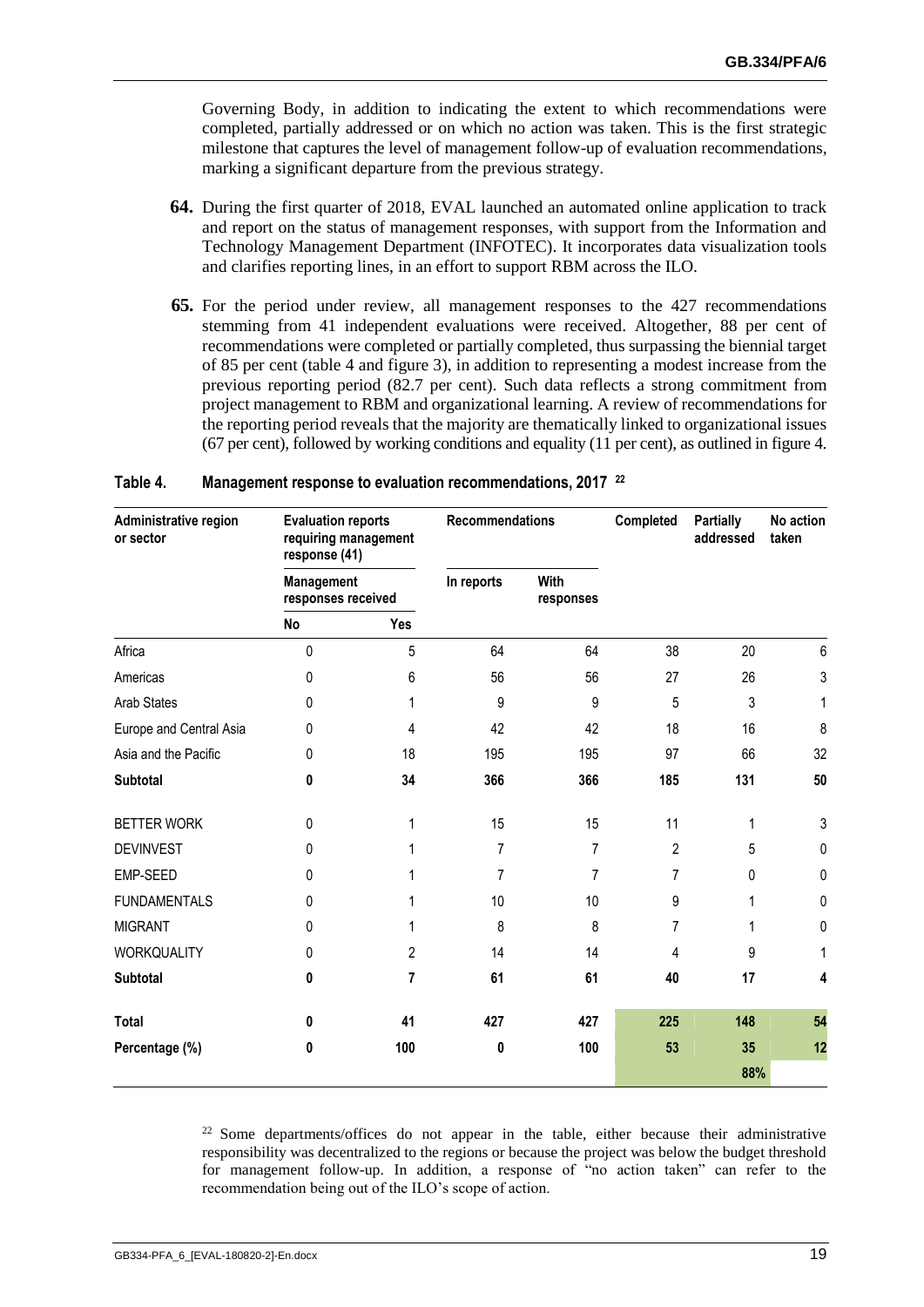Governing Body, in addition to indicating the extent to which recommendations were completed, partially addressed or on which no action was taken. This is the first strategic milestone that captures the level of management follow-up of evaluation recommendations, marking a significant departure from the previous strategy.

**64.** During the first quarter of 2018, EVAL launched an automated online application to track and report on the status of management responses, with support from the Information and Technology Management Department (INFOTEC). It incorporates data visualization tools and clarifies reporting lines, in an effort to support RBM across the ILO.

**65.** For the period under review, all management responses to the 427 recommendations stemming from 41 independent evaluations were received. Altogether, 88 per cent of recommendations were completed or partially completed, thus surpassing the biennial target of 85 per cent (table 4 and figure 3), in addition to representing a modest increase from the previous reporting period (82.7 per cent). Such data reflects a strong commitment from project management to RBM and organizational learning. A review of recommendations for the reporting period reveals that the majority are thematically linked to organizational issues (67 per cent), followed by working conditions and equality (11 per cent), as outlined in figure 4.

**Table 4. Management response to evaluation recommendations, 2017** [22]

| Administrative region or sector | Evaluation reports requiring management response (41) | | Recommendations | | Completed | Partially addressed | No action taken |
|---|---|---|---|---|---|---|---|
| | Management responses received | | In reports | With responses | | | |
| | No | Yes | | | | | |
| Africa | 0 | 5 | 64 | 64 | 38 | 20 | 6 |
| Americas | 0 | 6 | 56 | 56 | 27 | 26 | 3 |
| Arab States | 0 | 1 | 9 | 9 | 5 | 3 | 1 |
| Europe and Central Asia | 0 | 4 | 42 | 42 | 18 | 16 | 8 |
| Asia and the Pacific | 0 | 18 | 195 | 195 | 97 | 66 | 32 |
| **Subtotal** | **0** | **34** | **366** | **366** | **185** | **131** | **50** |
| BETTER WORK | 0 | 1 | 15 | 15 | 11 | 1 | 3 |
| DEVINVEST | 0 | 1 | 7 | 7 | 2 | 5 | 0 |
| EMP-SEED | 0 | 1 | 7 | 7 | 7 | 0 | 0 |
| FUNDAMENTALS | 0 | 1 | 10 | 10 | 9 | 1 | 0 |
| MIGRANT | 0 | 1 | 8 | 8 | 7 | 1 | 0 |
| WORKQUALITY | 0 | 2 | 14 | 14 | 4 | 9 | 1 |
| **Subtotal** | **0** | **7** | **61** | **61** | **40** | **17** | **4** |
| **Total** | **0** | **41** | **427** | **427** | **225** | **148** | **54** |
| **Percentage (%)** | **0** | **100** | **0** | **100** | **53** | **35** | **12** |
| | | | | | | **88%** | |

[22] Some departments/offices do not appear in the table, either because their administrative responsibility was decentralized to the regions or because the project was below the budget threshold for management follow-up. In addition, a response of "no action taken" can refer to the recommendation being out of the ILO's scope of action.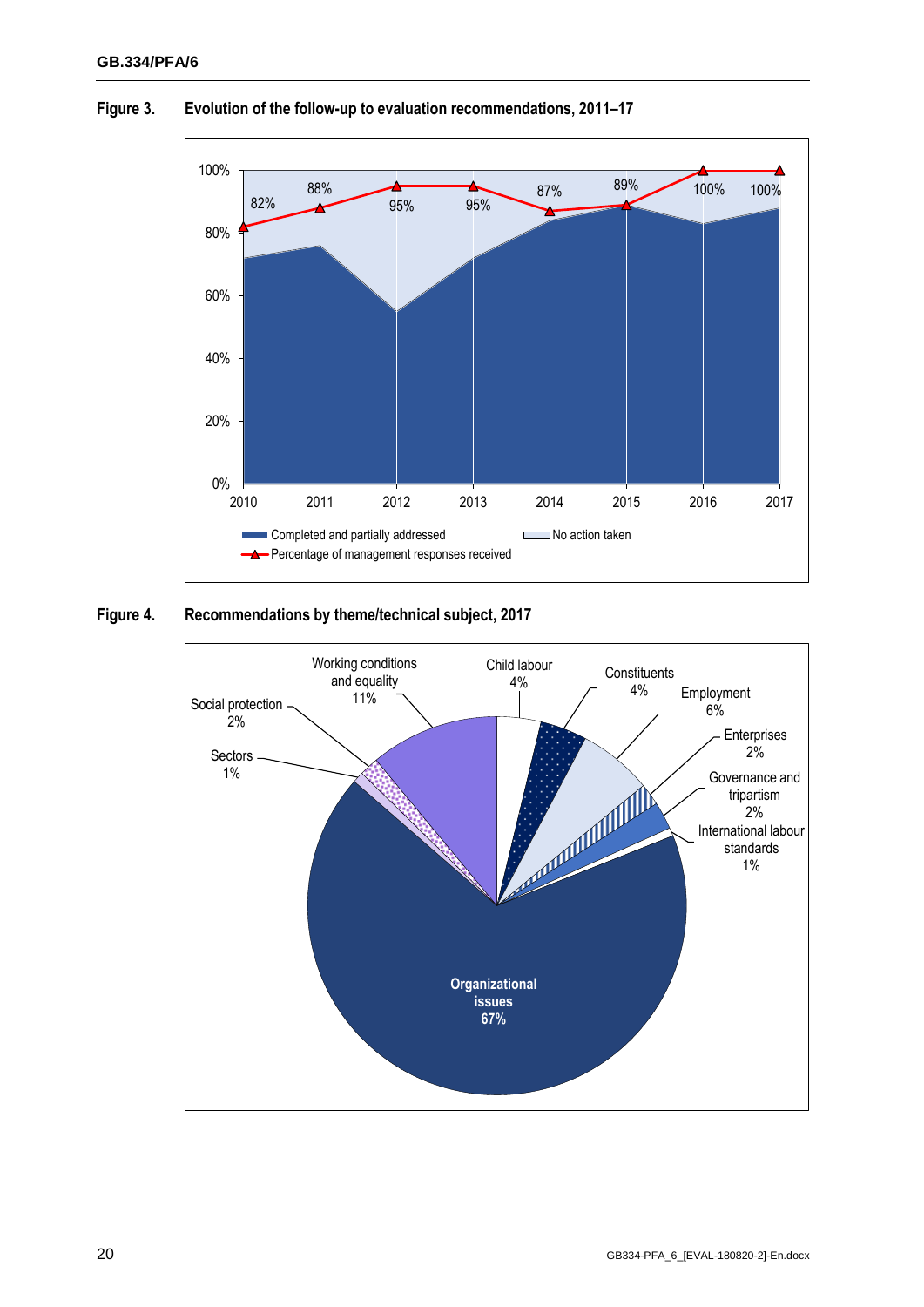**Figure 3. Evolution of the follow-up to evaluation recommendations, 2011–17**

| Year | Percentage of management responses received |
|---|---|
| 2010 | 82% |
| 2011 | 88% |
| 2012 | 95% |
| 2013 | 95% |
| 2014 | 87% |
| 2015 | 89% |
| 2016 | 100% |
| 2017 | 100% |

Legend: Completed and partially addressed; No action taken; Percentage of management responses received

**Figure 4. Recommendations by theme/technical subject, 2017**

| Theme | Share |
|---|---|
| Organizational issues | 67% |
| Working conditions and equality | 11% |
| Employment | 6% |
| Child labour | 4% |
| Constituents | 4% |
| Social protection | 2% |
| Enterprises | 2% |
| Governance and tripartism | 2% |
| Sectors | 1% |
| International labour standards | 1% |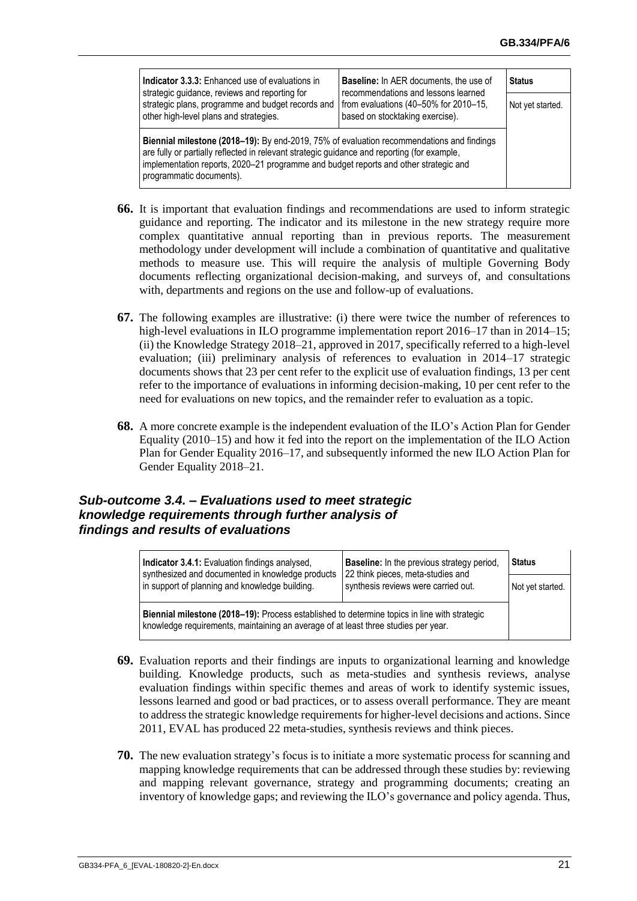| **Indicator 3.3.3:** Enhanced use of evaluations in strategic guidance, reviews and reporting for strategic plans, programme and budget records and other high-level plans and strategies. | **Baseline:** In AER documents, the use of recommendations and lessons learned from evaluations (40–50% for 2010–15, based on stocktaking exercise). | **Status** |
|---|---|---|
| | | Not yet started. |
| **Biennial milestone (2018–19):** By end-2019, 75% of evaluation recommendations and findings are fully or partially reflected in relevant strategic guidance and reporting (for example, implementation reports, 2020–21 programme and budget reports and other strategic and programmatic documents). | | |

**66.** It is important that evaluation findings and recommendations are used to inform strategic guidance and reporting. The indicator and its milestone in the new strategy require more complex quantitative annual reporting than in previous reports. The measurement methodology under development will include a combination of quantitative and qualitative methods to measure use. This will require the analysis of multiple Governing Body documents reflecting organizational decision-making, and surveys of, and consultations with, departments and regions on the use and follow-up of evaluations.

**67.** The following examples are illustrative: (i) there were twice the number of references to high-level evaluations in ILO programme implementation report 2016–17 than in 2014–15; (ii) the Knowledge Strategy 2018–21, approved in 2017, specifically referred to a high-level evaluation; (iii) preliminary analysis of references to evaluation in 2014–17 strategic documents shows that 23 per cent refer to the explicit use of evaluation findings, 13 per cent refer to the importance of evaluations in informing decision-making, 10 per cent refer to the need for evaluations on new topics, and the remainder refer to evaluation as a topic.

**68.** A more concrete example is the independent evaluation of the ILO's Action Plan for Gender Equality (2010–15) and how it fed into the report on the implementation of the ILO Action Plan for Gender Equality 2016–17, and subsequently informed the new ILO Action Plan for Gender Equality 2018–21.

### *Sub-outcome 3.4. – Evaluations used to meet strategic knowledge requirements through further analysis of findings and results of evaluations*

| **Indicator 3.4.1:** Evaluation findings analysed, synthesized and documented in knowledge products in support of planning and knowledge building. | **Baseline:** In the previous strategy period, 22 think pieces, meta-studies and synthesis reviews were carried out. | **Status** |
|---|---|---|
| | | Not yet started. |
| **Biennial milestone (2018–19):** Process established to determine topics in line with strategic knowledge requirements, maintaining an average of at least three studies per year. | | |

**69.** Evaluation reports and their findings are inputs to organizational learning and knowledge building. Knowledge products, such as meta-studies and synthesis reviews, analyse evaluation findings within specific themes and areas of work to identify systemic issues, lessons learned and good or bad practices, or to assess overall performance. They are meant to address the strategic knowledge requirements for higher-level decisions and actions. Since 2011, EVAL has produced 22 meta-studies, synthesis reviews and think pieces.

**70.** The new evaluation strategy's focus is to initiate a more systematic process for scanning and mapping knowledge requirements that can be addressed through these studies by: reviewing and mapping relevant governance, strategy and programming documents; creating an inventory of knowledge gaps; and reviewing the ILO's governance and policy agenda. Thus,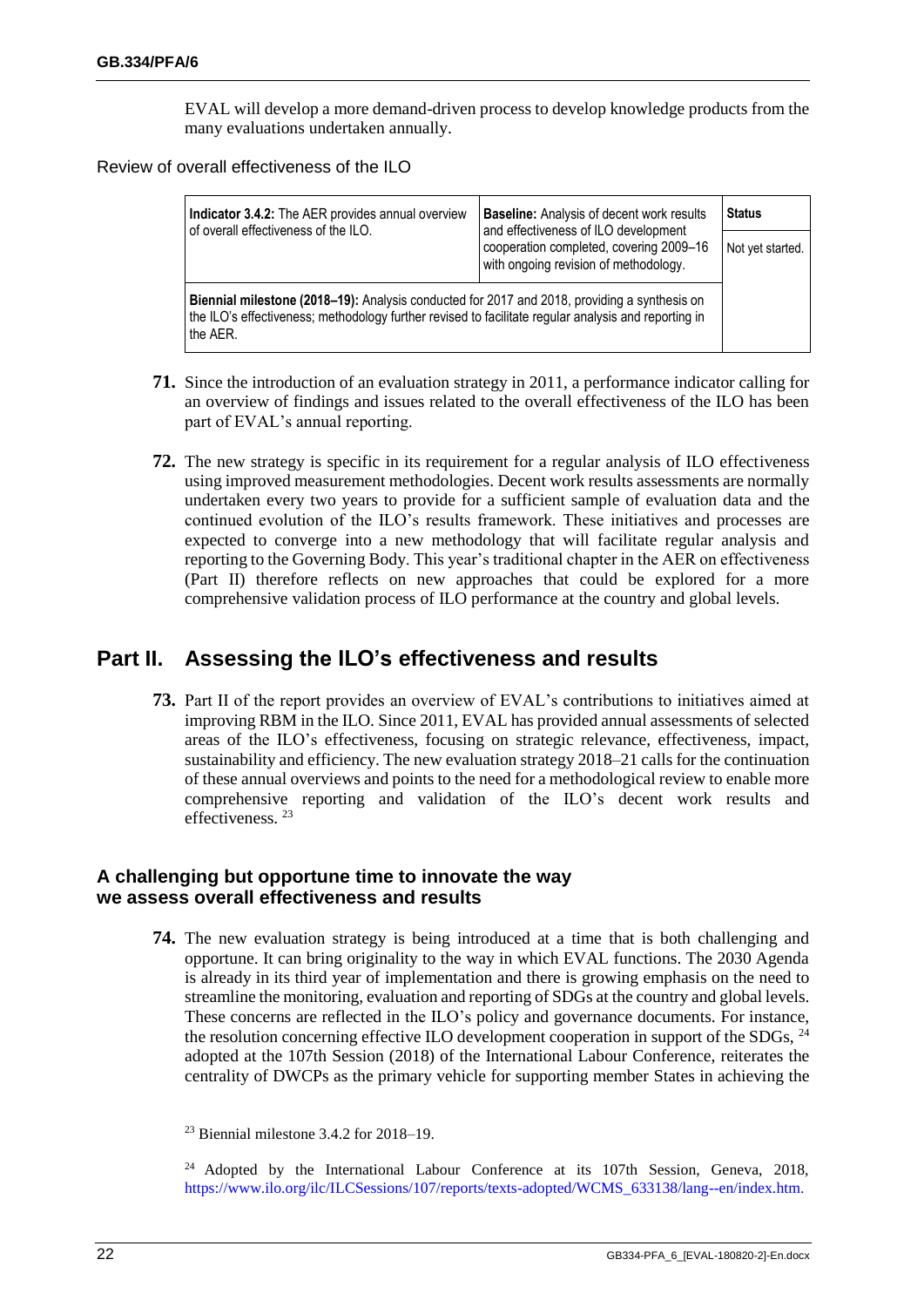EVAL will develop a more demand-driven process to develop knowledge products from the many evaluations undertaken annually.

Review of overall effectiveness of the ILO

| **Indicator 3.4.2:** The AER provides annual overview of overall effectiveness of the ILO. | **Baseline:** Analysis of decent work results and effectiveness of ILO development cooperation completed, covering 2009–16 with ongoing revision of methodology. | **Status** Not yet started. |
|---|---|---|
| **Biennial milestone (2018–19):** Analysis conducted for 2017 and 2018, providing a synthesis on the ILO's effectiveness; methodology further revised to facilitate regular analysis and reporting in the AER. | | |

**71.** Since the introduction of an evaluation strategy in 2011, a performance indicator calling for an overview of findings and issues related to the overall effectiveness of the ILO has been part of EVAL's annual reporting.

**72.** The new strategy is specific in its requirement for a regular analysis of ILO effectiveness using improved measurement methodologies. Decent work results assessments are normally undertaken every two years to provide for a sufficient sample of evaluation data and the continued evolution of the ILO's results framework. These initiatives and processes are expected to converge into a new methodology that will facilitate regular analysis and reporting to the Governing Body. This year's traditional chapter in the AER on effectiveness (Part II) therefore reflects on new approaches that could be explored for a more comprehensive validation process of ILO performance at the country and global levels.

# Part II. Assessing the ILO's effectiveness and results

**73.** Part II of the report provides an overview of EVAL's contributions to initiatives aimed at improving RBM in the ILO. Since 2011, EVAL has provided annual assessments of selected areas of the ILO's effectiveness, focusing on strategic relevance, effectiveness, impact, sustainability and efficiency. The new evaluation strategy 2018–21 calls for the continuation of these annual overviews and points to the need for a methodological review to enable more comprehensive reporting and validation of the ILO's decent work results and effectiveness. [23]

## A challenging but opportune time to innovate the way we assess overall effectiveness and results

**74.** The new evaluation strategy is being introduced at a time that is both challenging and opportune. It can bring originality to the way in which EVAL functions. The 2030 Agenda is already in its third year of implementation and there is growing emphasis on the need to streamline the monitoring, evaluation and reporting of SDGs at the country and global levels. These concerns are reflected in the ILO's policy and governance documents. For instance, the resolution concerning effective ILO development cooperation in support of the SDGs, [24] adopted at the 107th Session (2018) of the International Labour Conference, reiterates the centrality of DWCPs as the primary vehicle for supporting member States in achieving the

[23] Biennial milestone 3.4.2 for 2018–19.

[24] Adopted by the International Labour Conference at its 107th Session, Geneva, 2018, https://www.ilo.org/ilc/ILCSessions/107/reports/texts-adopted/WCMS_633138/lang--en/index.htm.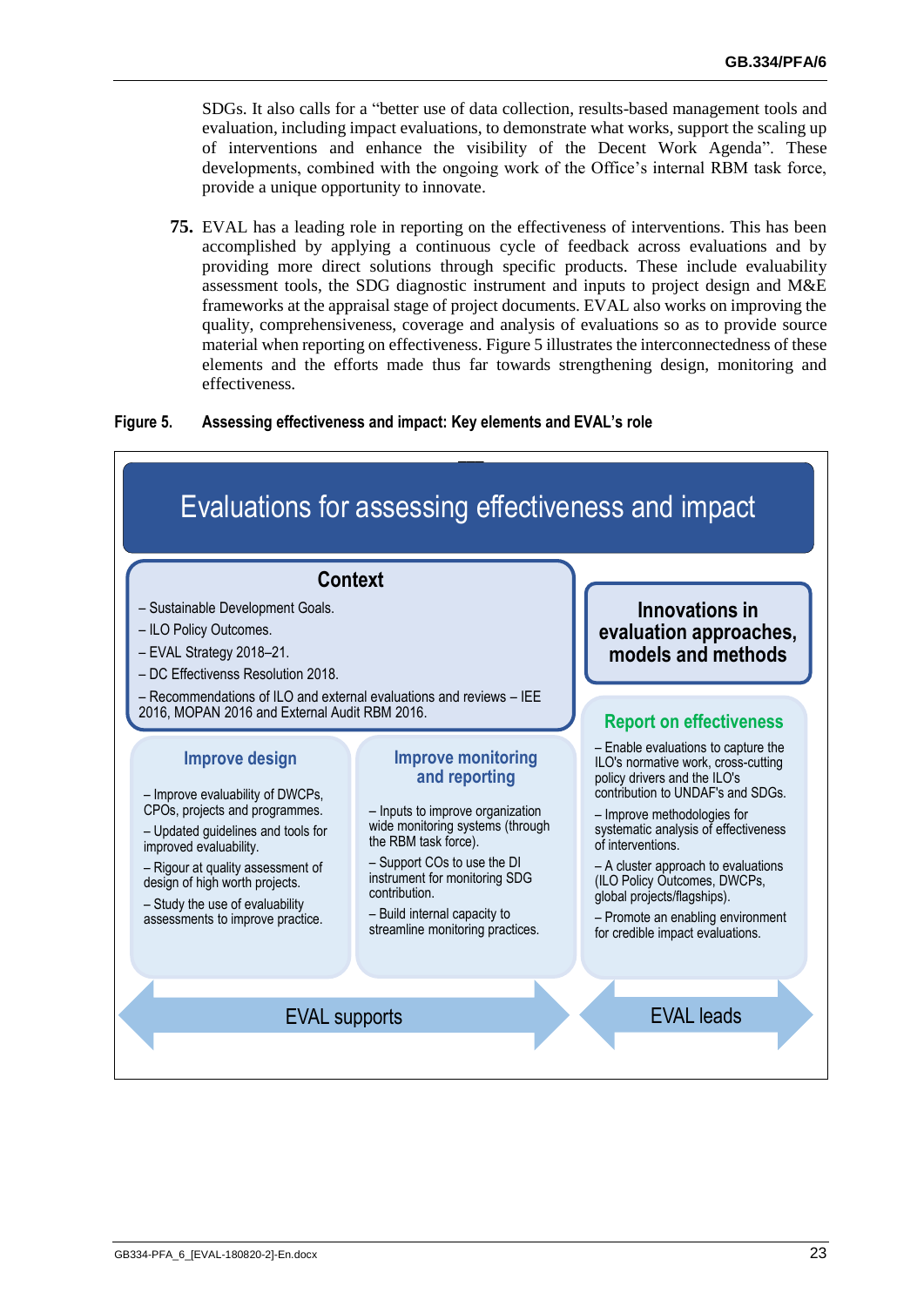SDGs. It also calls for a “better use of data collection, results-based management tools and evaluation, including impact evaluations, to demonstrate what works, support the scaling up of interventions and enhance the visibility of the Decent Work Agenda”. These developments, combined with the ongoing work of the Office’s internal RBM task force, provide a unique opportunity to innovate.

**75.** EVAL has a leading role in reporting on the effectiveness of interventions. This has been accomplished by applying a continuous cycle of feedback across evaluations and by providing more direct solutions through specific products. These include evaluability assessment tools, the SDG diagnostic instrument and inputs to project design and M&E frameworks at the appraisal stage of project documents. EVAL also works on improving the quality, comprehensiveness, coverage and analysis of evaluations so as to provide source material when reporting on effectiveness. Figure 5 illustrates the interconnectedness of these elements and the efforts made thus far towards strengthening design, monitoring and effectiveness.

**Figure 5. Assessing effectiveness and impact: Key elements and EVAL’s role**

# Evaluations for assessing effectiveness and impact

### Context

– Sustainable Development Goals.
– ILO Policy Outcomes.
– EVAL Strategy 2018–21.
– DC Effectivenss Resolution 2018.
– Recommendations of ILO and external evaluations and reviews – IEE 2016, MOPAN 2016 and External Audit RBM 2016.

### Innovations in evaluation approaches, models and methods

### Improve design

– Improve evaluability of DWCPs, CPOs, projects and programmes.
– Updated guidelines and tools for improved evaluability.
– Rigour at quality assessment of design of high worth projects.
– Study the use of evaluability assessments to improve practice.

### Improve monitoring and reporting

– Inputs to improve organization wide monitoring systems (through the RBM task force).
– Support COs to use the DI instrument for monitoring SDG contribution.
– Build internal capacity to streamline monitoring practices.

### Report on effectiveness

– Enable evaluations to capture the ILO's normative work, cross-cutting policy drivers and the ILO's contribution to UNDAF's and SDGs.
– Improve methodologies for systematic analysis of effectiveness of interventions.
– A cluster approach to evaluations (ILO Policy Outcomes, DWCPs, global projects/flagships).
– Promote an enabling environment for credible impact evaluations.

EVAL supports | EVAL leads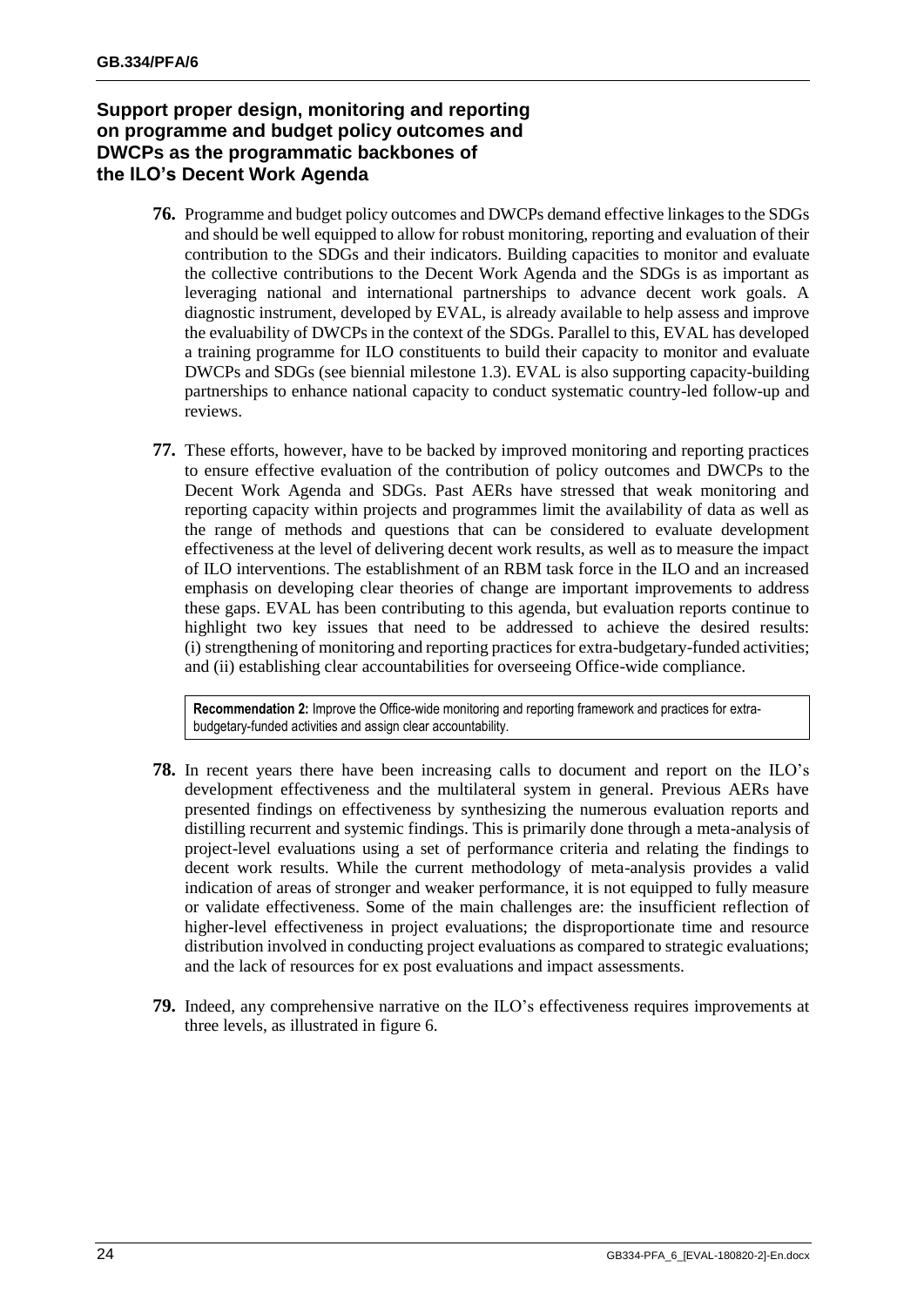### Support proper design, monitoring and reporting on programme and budget policy outcomes and DWCPs as the programmatic backbones of the ILO's Decent Work Agenda

**76.** Programme and budget policy outcomes and DWCPs demand effective linkages to the SDGs and should be well equipped to allow for robust monitoring, reporting and evaluation of their contribution to the SDGs and their indicators. Building capacities to monitor and evaluate the collective contributions to the Decent Work Agenda and the SDGs is as important as leveraging national and international partnerships to advance decent work goals. A diagnostic instrument, developed by EVAL, is already available to help assess and improve the evaluability of DWCPs in the context of the SDGs. Parallel to this, EVAL has developed a training programme for ILO constituents to build their capacity to monitor and evaluate DWCPs and SDGs (see biennial milestone 1.3). EVAL is also supporting capacity-building partnerships to enhance national capacity to conduct systematic country-led follow-up and reviews.

**77.** These efforts, however, have to be backed by improved monitoring and reporting practices to ensure effective evaluation of the contribution of policy outcomes and DWCPs to the Decent Work Agenda and SDGs. Past AERs have stressed that weak monitoring and reporting capacity within projects and programmes limit the availability of data as well as the range of methods and questions that can be considered to evaluate development effectiveness at the level of delivering decent work results, as well as to measure the impact of ILO interventions. The establishment of an RBM task force in the ILO and an increased emphasis on developing clear theories of change are important improvements to address these gaps. EVAL has been contributing to this agenda, but evaluation reports continue to highlight two key issues that need to be addressed to achieve the desired results: (i) strengthening of monitoring and reporting practices for extra-budgetary-funded activities; and (ii) establishing clear accountabilities for overseeing Office-wide compliance.

> **Recommendation 2:** Improve the Office-wide monitoring and reporting framework and practices for extra-budgetary-funded activities and assign clear accountability.

**78.** In recent years there have been increasing calls to document and report on the ILO's development effectiveness and the multilateral system in general. Previous AERs have presented findings on effectiveness by synthesizing the numerous evaluation reports and distilling recurrent and systemic findings. This is primarily done through a meta-analysis of project-level evaluations using a set of performance criteria and relating the findings to decent work results. While the current methodology of meta-analysis provides a valid indication of areas of stronger and weaker performance, it is not equipped to fully measure or validate effectiveness. Some of the main challenges are: the insufficient reflection of higher-level effectiveness in project evaluations; the disproportionate time and resource distribution involved in conducting project evaluations as compared to strategic evaluations; and the lack of resources for ex post evaluations and impact assessments.

**79.** Indeed, any comprehensive narrative on the ILO's effectiveness requires improvements at three levels, as illustrated in figure 6.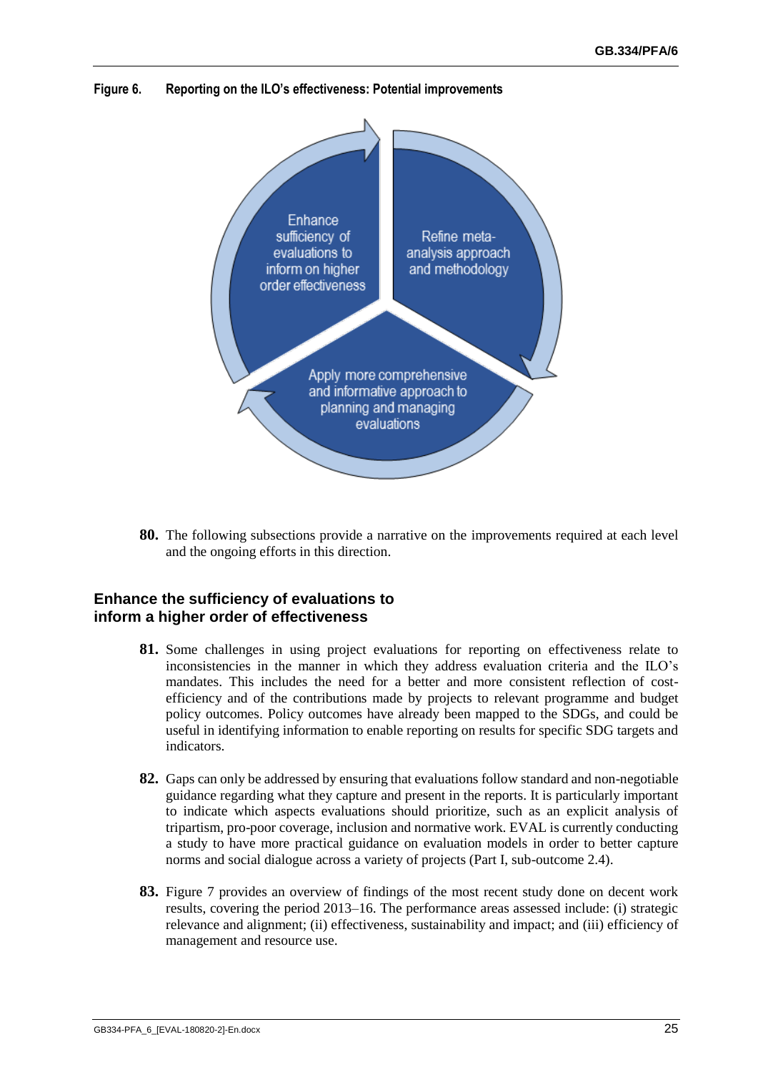**Figure 6. Reporting on the ILO's effectiveness: Potential improvements**

Enhance sufficiency of evaluations to inform on higher order effectiveness

Refine meta-analysis approach and methodology

Apply more comprehensive and informative approach to planning and managing evaluations

**80.** The following subsections provide a narrative on the improvements required at each level and the ongoing efforts in this direction.

## Enhance the sufficiency of evaluations to inform a higher order of effectiveness

**81.** Some challenges in using project evaluations for reporting on effectiveness relate to inconsistencies in the manner in which they address evaluation criteria and the ILO's mandates. This includes the need for a better and more consistent reflection of cost-efficiency and of the contributions made by projects to relevant programme and budget policy outcomes. Policy outcomes have already been mapped to the SDGs, and could be useful in identifying information to enable reporting on results for specific SDG targets and indicators.

**82.** Gaps can only be addressed by ensuring that evaluations follow standard and non-negotiable guidance regarding what they capture and present in the reports. It is particularly important to indicate which aspects evaluations should prioritize, such as an explicit analysis of tripartism, pro-poor coverage, inclusion and normative work. EVAL is currently conducting a study to have more practical guidance on evaluation models in order to better capture norms and social dialogue across a variety of projects (Part I, sub-outcome 2.4).

**83.** Figure 7 provides an overview of findings of the most recent study done on decent work results, covering the period 2013–16. The performance areas assessed include: (i) strategic relevance and alignment; (ii) effectiveness, sustainability and impact; and (iii) efficiency of management and resource use.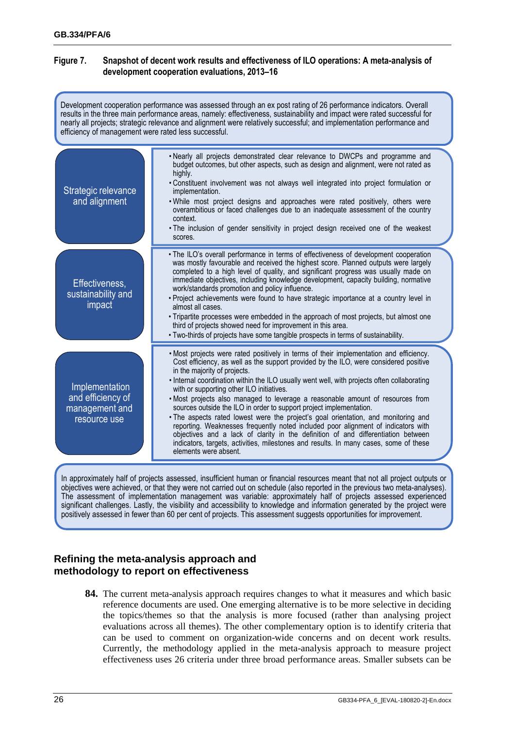**Figure 7. Snapshot of decent work results and effectiveness of ILO operations: A meta-analysis of development cooperation evaluations, 2013–16**

Development cooperation performance was assessed through an ex post rating of 26 performance indicators. Overall results in the three main performance areas, namely: effectiveness, sustainability and impact were rated successful for nearly all projects; strategic relevance and alignment were relatively successful; and implementation performance and efficiency of management were rated less successful.

| | |
|---|---|
| Strategic relevance and alignment | • Nearly all projects demonstrated clear relevance to DWCPs and programme and budget outcomes, but other aspects, such as design and alignment, were not rated as highly.<br>• Constituent involvement was not always well integrated into project formulation or implementation.<br>• While most project designs and approaches were rated positively, others were overambitious or faced challenges due to an inadequate assessment of the country context.<br>• The inclusion of gender sensitivity in project design received one of the weakest scores. |
| Effectiveness, sustainability and impact | • The ILO's overall performance in terms of effectiveness of development cooperation was mostly favourable and received the highest score. Planned outputs were largely completed to a high level of quality, and significant progress was usually made on immediate objectives, including knowledge development, capacity building, normative work/standards promotion and policy influence.<br>• Project achievements were found to have strategic importance at a country level in almost all cases.<br>• Tripartite processes were embedded in the approach of most projects, but almost one third of projects showed need for improvement in this area.<br>• Two-thirds of projects have some tangible prospects in terms of sustainability. |
| Implementation and efficiency of management and resource use | • Most projects were rated positively in terms of their implementation and efficiency. Cost efficiency, as well as the support provided by the ILO, were considered positive in the majority of projects.<br>• Internal coordination within the ILO usually went well, with projects often collaborating with or supporting other ILO initiatives.<br>• Most projects also managed to leverage a reasonable amount of resources from sources outside the ILO in order to support project implementation.<br>• The aspects rated lowest were the project's goal orientation, and monitoring and reporting. Weaknesses frequently noted included poor alignment of indicators with objectives and a lack of clarity in the definition of and differentiation between indicators, targets, activities, milestones and results. In many cases, some of these elements were absent. |

In approximately half of projects assessed, insufficient human or financial resources meant that not all project outputs or objectives were achieved, or that they were not carried out on schedule (also reported in the previous two meta-analyses). The assessment of implementation management was variable: approximately half of projects assessed experienced significant challenges. Lastly, the visibility and accessibility to knowledge and information generated by the project were positively assessed in fewer than 60 per cent of projects. This assessment suggests opportunities for improvement.

## Refining the meta-analysis approach and methodology to report on effectiveness

**84.** The current meta-analysis approach requires changes to what it measures and which basic reference documents are used. One emerging alternative is to be more selective in deciding the topics/themes so that the analysis is more focused (rather than analysing project evaluations across all themes). The other complementary option is to identify criteria that can be used to comment on organization-wide concerns and on decent work results. Currently, the methodology applied in the meta-analysis approach to measure project effectiveness uses 26 criteria under three broad performance areas. Smaller subsets can be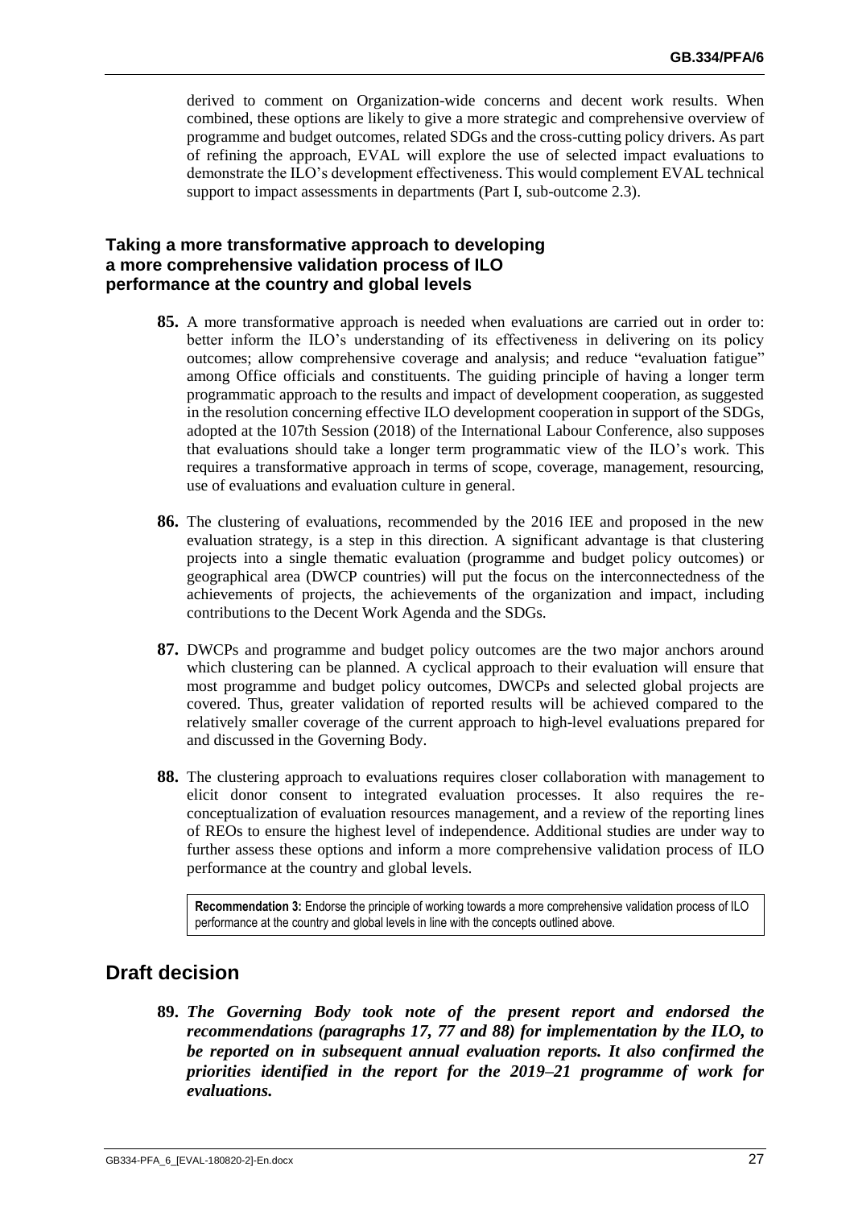derived to comment on Organization-wide concerns and decent work results. When combined, these options are likely to give a more strategic and comprehensive overview of programme and budget outcomes, related SDGs and the cross-cutting policy drivers. As part of refining the approach, EVAL will explore the use of selected impact evaluations to demonstrate the ILO's development effectiveness. This would complement EVAL technical support to impact assessments in departments (Part I, sub-outcome 2.3).

### Taking a more transformative approach to developing a more comprehensive validation process of ILO performance at the country and global levels

**85.** A more transformative approach is needed when evaluations are carried out in order to: better inform the ILO's understanding of its effectiveness in delivering on its policy outcomes; allow comprehensive coverage and analysis; and reduce "evaluation fatigue" among Office officials and constituents. The guiding principle of having a longer term programmatic approach to the results and impact of development cooperation, as suggested in the resolution concerning effective ILO development cooperation in support of the SDGs, adopted at the 107th Session (2018) of the International Labour Conference, also supposes that evaluations should take a longer term programmatic view of the ILO's work. This requires a transformative approach in terms of scope, coverage, management, resourcing, use of evaluations and evaluation culture in general.

**86.** The clustering of evaluations, recommended by the 2016 IEE and proposed in the new evaluation strategy, is a step in this direction. A significant advantage is that clustering projects into a single thematic evaluation (programme and budget policy outcomes) or geographical area (DWCP countries) will put the focus on the interconnectedness of the achievements of projects, the achievements of the organization and impact, including contributions to the Decent Work Agenda and the SDGs.

**87.** DWCPs and programme and budget policy outcomes are the two major anchors around which clustering can be planned. A cyclical approach to their evaluation will ensure that most programme and budget policy outcomes, DWCPs and selected global projects are covered. Thus, greater validation of reported results will be achieved compared to the relatively smaller coverage of the current approach to high-level evaluations prepared for and discussed in the Governing Body.

**88.** The clustering approach to evaluations requires closer collaboration with management to elicit donor consent to integrated evaluation processes. It also requires the re-conceptualization of evaluation resources management, and a review of the reporting lines of REOs to ensure the highest level of independence. Additional studies are under way to further assess these options and inform a more comprehensive validation process of ILO performance at the country and global levels.

**Recommendation 3:** Endorse the principle of working towards a more comprehensive validation process of ILO performance at the country and global levels in line with the concepts outlined above.

## Draft decision

**89.** ***The Governing Body took note of the present report and endorsed the recommendations (paragraphs 17, 77 and 88) for implementation by the ILO, to be reported on in subsequent annual evaluation reports. It also confirmed the priorities identified in the report for the 2019–21 programme of work for evaluations.***